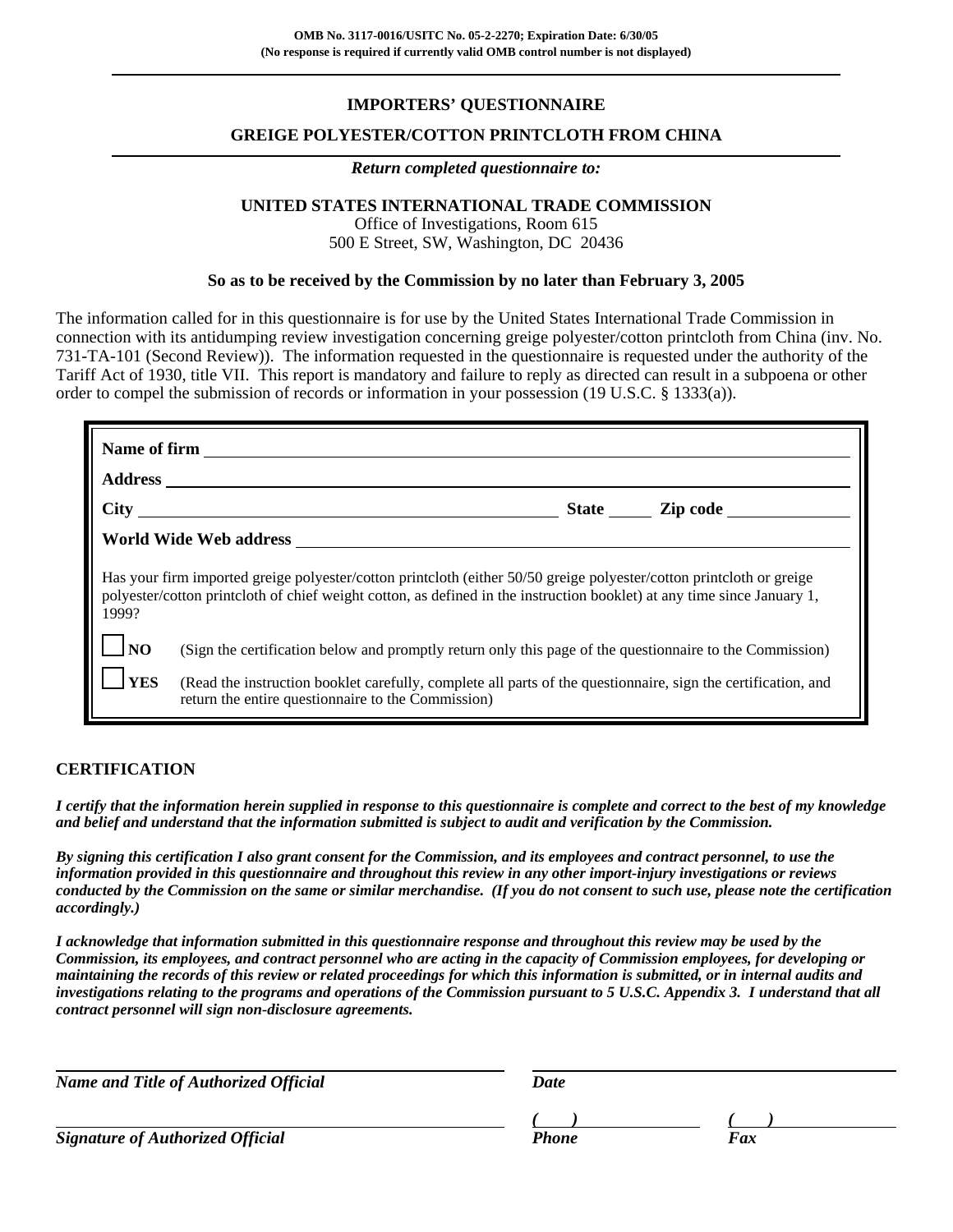**OMB No. 3117-0016/USITC No. 05-2-2270; Expiration Date: 6/30/05**
**(No response is required if currently valid OMB control number is not displayed)**

# IMPORTERS' QUESTIONNAIRE

## GREIGE POLYESTER/COTTON PRINTCLOTH FROM CHINA

***Return completed questionnaire to:***

**UNITED STATES INTERNATIONAL TRADE COMMISSION**
Office of Investigations, Room 615
500 E Street, SW, Washington, DC 20436

**So as to be received by the Commission by no later than February 3, 2005**

The information called for in this questionnaire is for use by the United States International Trade Commission in connection with its antidumping review investigation concerning greige polyester/cotton printcloth from China (inv. No. 731-TA-101 (Second Review)). The information requested in the questionnaire is requested under the authority of the Tariff Act of 1930, title VII. This report is mandatory and failure to reply as directed can result in a subpoena or other order to compel the submission of records or information in your possession (19 U.S.C. § 1333(a)).

**Name of firm** ______________________________

**Address** ______________________________

**City** ______________________ **State** _____ **Zip code** __________

**World Wide Web address** ______________________________

Has your firm imported greige polyester/cotton printcloth (either 50/50 greige polyester/cotton printcloth or greige polyester/cotton printcloth of chief weight cotton, as defined in the instruction booklet) at any time since January 1, 1999?

☐ **NO** (Sign the certification below and promptly return only this page of the questionnaire to the Commission)

☐ **YES** (Read the instruction booklet carefully, complete all parts of the questionnaire, sign the certification, and return the entire questionnaire to the Commission)

## CERTIFICATION

***I certify that the information herein supplied in response to this questionnaire is complete and correct to the best of my knowledge and belief and understand that the information submitted is subject to audit and verification by the Commission.***

***By signing this certification I also grant consent for the Commission, and its employees and contract personnel, to use the information provided in this questionnaire and throughout this review in any other import-injury investigations or reviews conducted by the Commission on the same or similar merchandise. (If you do not consent to such use, please note the certification accordingly.)***

***I acknowledge that information submitted in this questionnaire response and throughout this review may be used by the Commission, its employees, and contract personnel who are acting in the capacity of Commission employees, for developing or maintaining the records of this review or related proceedings for which this information is submitted, or in internal audits and investigations relating to the programs and operations of the Commission pursuant to 5 U.S.C. Appendix 3. I understand that all contract personnel will sign non-disclosure agreements.***

______________________________ ______________________________
***Name and Title of Authorized Official*** ***Date***

______________________________ ***(   )*** __________ ***(   )*** __________
***Signature of Authorized Official*** ***Phone*** ***Fax***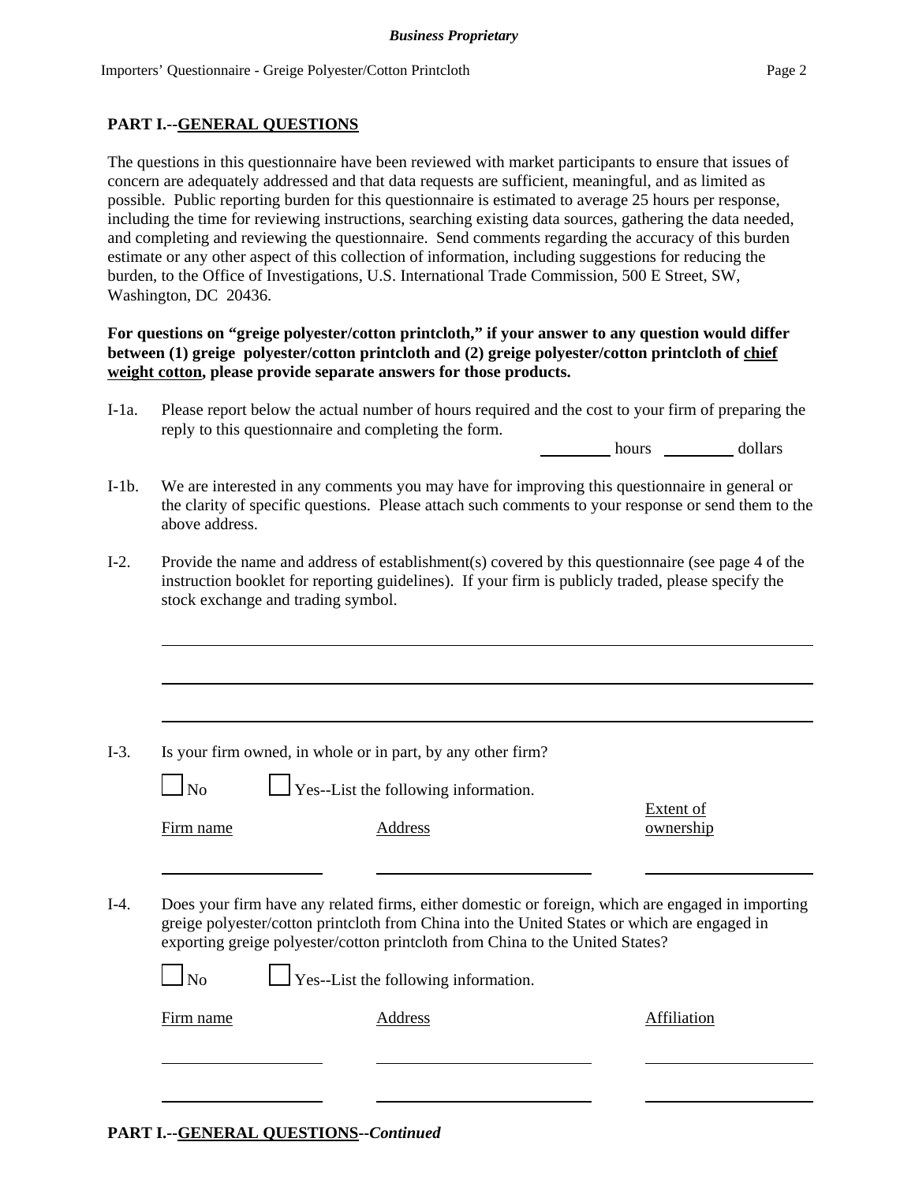## PART I.--GENERAL QUESTIONS

The questions in this questionnaire have been reviewed with market participants to ensure that issues of concern are adequately addressed and that data requests are sufficient, meaningful, and as limited as possible. Public reporting burden for this questionnaire is estimated to average 25 hours per response, including the time for reviewing instructions, searching existing data sources, gathering the data needed, and completing and reviewing the questionnaire. Send comments regarding the accuracy of this burden estimate or any other aspect of this collection of information, including suggestions for reducing the burden, to the Office of Investigations, U.S. International Trade Commission, 500 E Street, SW, Washington, DC 20436.

**For questions on "greige polyester/cotton printcloth," if your answer to any question would differ between (1) greige polyester/cotton printcloth and (2) greige polyester/cotton printcloth of chief weight cotton, please provide separate answers for those products.**

I-1a. Please report below the actual number of hours required and the cost to your firm of preparing the reply to this questionnaire and completing the form.

________ hours ________ dollars

I-1b. We are interested in any comments you may have for improving this questionnaire in general or the clarity of specific questions. Please attach such comments to your response or send them to the above address.

I-2. Provide the name and address of establishment(s) covered by this questionnaire (see page 4 of the instruction booklet for reporting guidelines). If your firm is publicly traded, please specify the stock exchange and trading symbol.

______________________________________________

______________________________________________

______________________________________________

I-3. Is your firm owned, in whole or in part, by any other firm?

☐ No ☐ Yes--List the following information.

| Firm name | Address | Extent of ownership |
|---|---|---|
| | | |

I-4. Does your firm have any related firms, either domestic or foreign, which are engaged in importing greige polyester/cotton printcloth from China into the United States or which are engaged in exporting greige polyester/cotton printcloth from China to the United States?

☐ No ☐ Yes--List the following information.

| Firm name | Address | Affiliation |
|---|---|---|
| | | |
| | | |

## PART I.--GENERAL QUESTIONS--*Continued*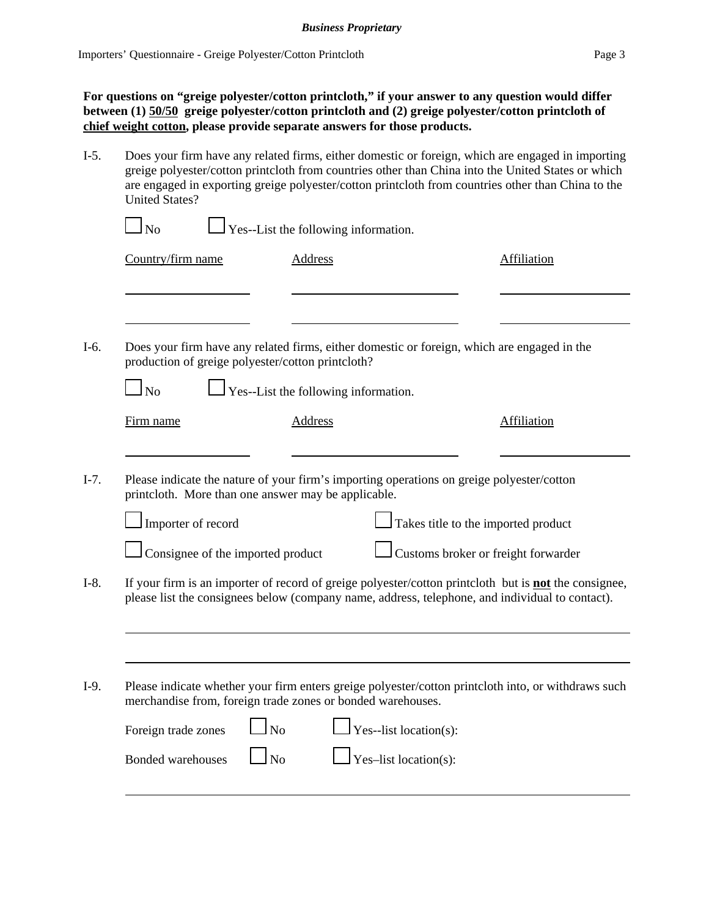**For questions on "greige polyester/cotton printcloth," if your answer to any question would differ between (1) 50/50 greige polyester/cotton printcloth and (2) greige polyester/cotton printcloth of chief weight cotton, please provide separate answers for those products.**

I-5. Does your firm have any related firms, either domestic or foreign, which are engaged in importing greige polyester/cotton printcloth from countries other than China into the United States or which are engaged in exporting greige polyester/cotton printcloth from countries other than China to the United States?

☐ No ☐ Yes--List the following information.

| Country/firm name | Address | Affiliation |
|---|---|---|
| | | |
| | | |

I-6. Does your firm have any related firms, either domestic or foreign, which are engaged in the production of greige polyester/cotton printcloth?

☐ No ☐ Yes--List the following information.

| Firm name | Address | Affiliation |
|---|---|---|
| | | |

I-7. Please indicate the nature of your firm's importing operations on greige polyester/cotton printcloth. More than one answer may be applicable.

☐ Importer of record ☐ Takes title to the imported product

☐ Consignee of the imported product ☐ Customs broker or freight forwarder

I-8. If your firm is an importer of record of greige polyester/cotton printcloth but is **not** the consignee, please list the consignees below (company name, address, telephone, and individual to contact).

I-9. Please indicate whether your firm enters greige polyester/cotton printcloth into, or withdraws such merchandise from, foreign trade zones or bonded warehouses.

Foreign trade zones ☐ No ☐ Yes--list location(s):

Bonded warehouses ☐ No ☐ Yes–list location(s):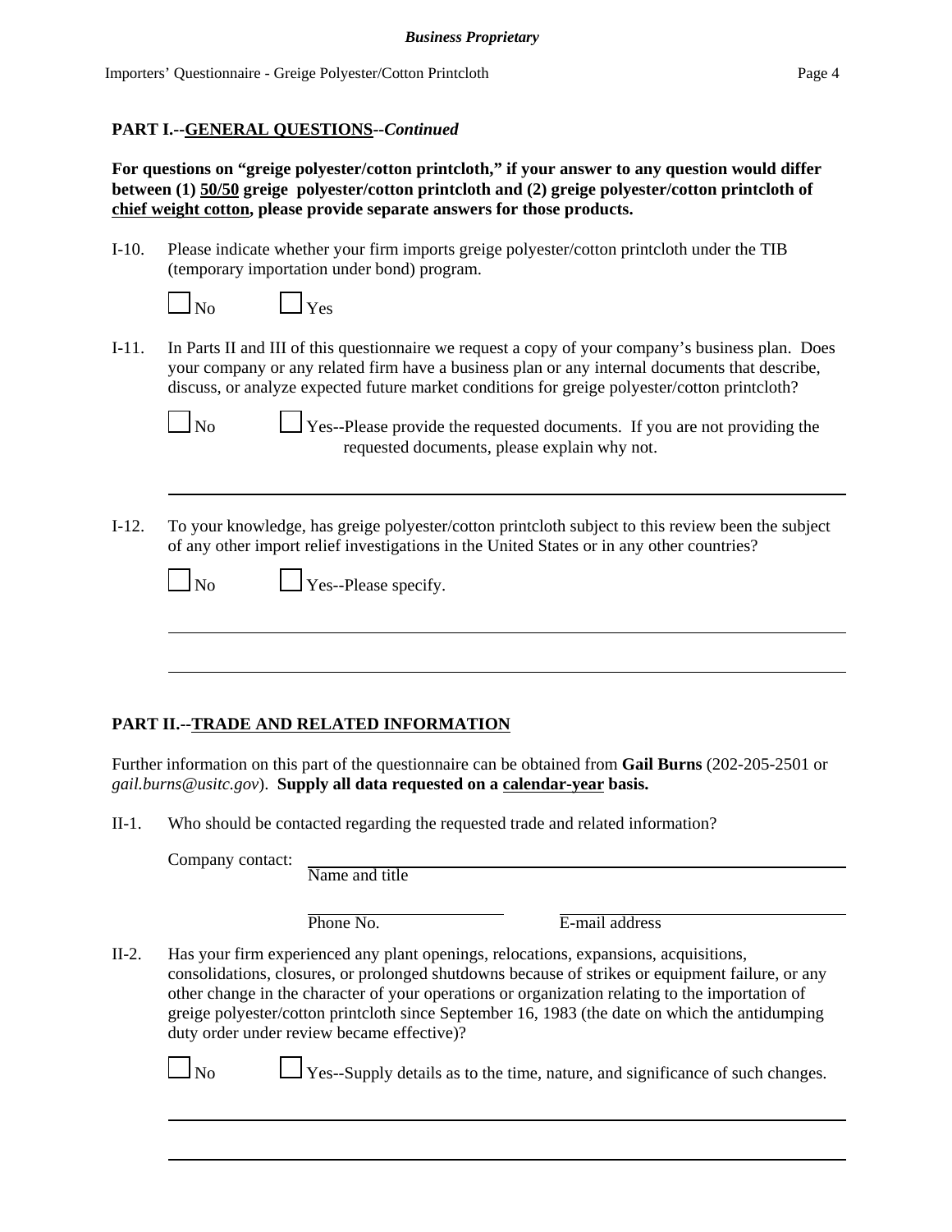**PART I.--GENERAL QUESTIONS--*Continued***

**For questions on "greige polyester/cotton printcloth," if your answer to any question would differ between (1) 50/50 greige polyester/cotton printcloth and (2) greige polyester/cotton printcloth of chief weight cotton, please provide separate answers for those products.**

I-10. Please indicate whether your firm imports greige polyester/cotton printcloth under the TIB (temporary importation under bond) program.

☐ No ☐ Yes

I-11. In Parts II and III of this questionnaire we request a copy of your company's business plan. Does your company or any related firm have a business plan or any internal documents that describe, discuss, or analyze expected future market conditions for greige polyester/cotton printcloth?

☐ No ☐ Yes--Please provide the requested documents. If you are not providing the requested documents, please explain why not.

______________________________________________________________________

I-12. To your knowledge, has greige polyester/cotton printcloth subject to this review been the subject of any other import relief investigations in the United States or in any other countries?

☐ No ☐ Yes--Please specify.

______________________________________________________________________

______________________________________________________________________

**PART II.--TRADE AND RELATED INFORMATION**

Further information on this part of the questionnaire can be obtained from **Gail Burns** (202-205-2501 or *gail.burns@usitc.gov*). **Supply all data requested on a calendar-year basis.**

II-1. Who should be contacted regarding the requested trade and related information?

Company contact: ______________________________________________
Name and title

______________________ ______________________
Phone No. E-mail address

II-2. Has your firm experienced any plant openings, relocations, expansions, acquisitions, consolidations, closures, or prolonged shutdowns because of strikes or equipment failure, or any other change in the character of your operations or organization relating to the importation of greige polyester/cotton printcloth since September 16, 1983 (the date on which the antidumping duty order under review became effective)?

☐ No ☐ Yes--Supply details as to the time, nature, and significance of such changes.

______________________________________________________________________

______________________________________________________________________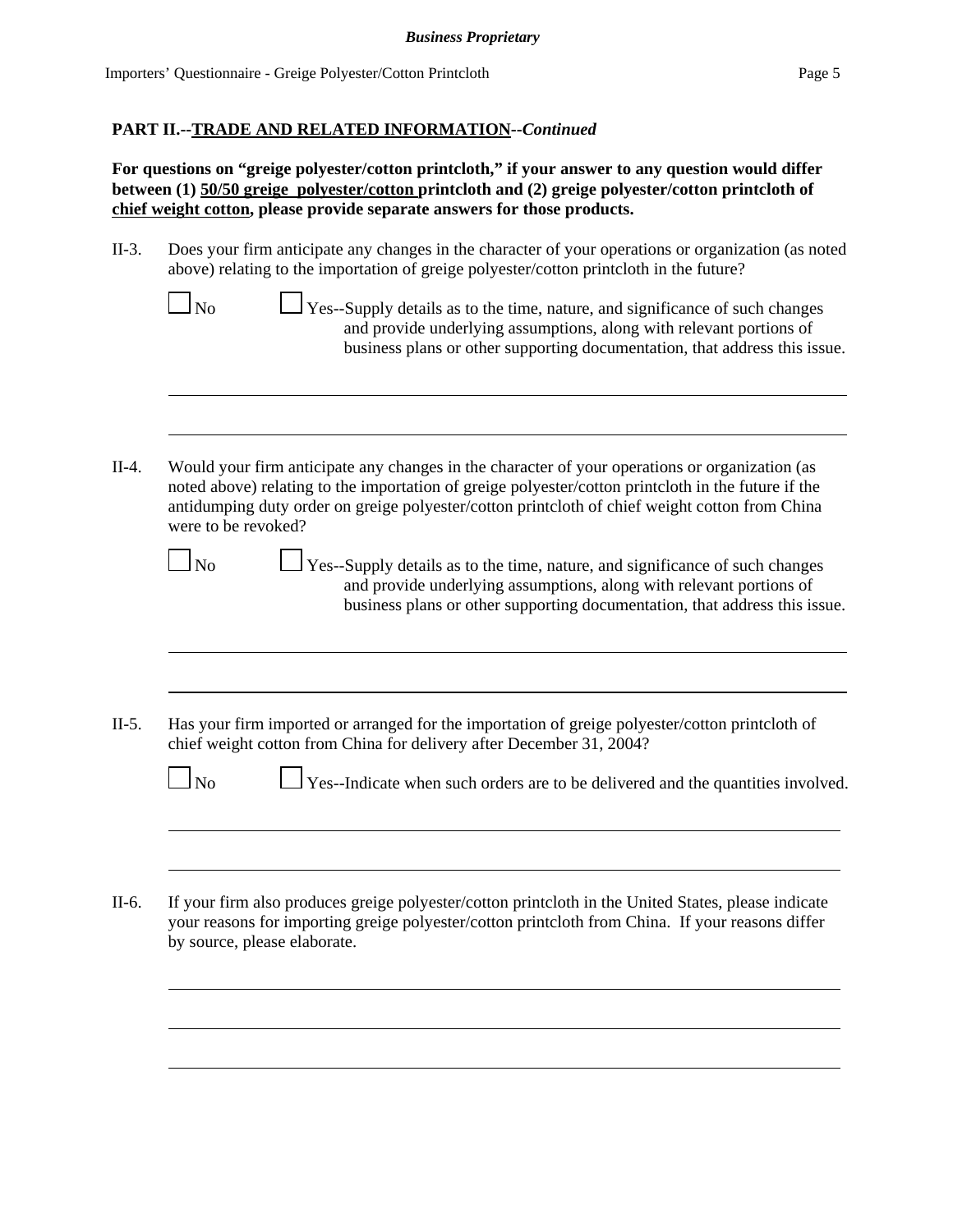**PART II.--TRADE AND RELATED INFORMATION--*Continued***

**For questions on "greige polyester/cotton printcloth," if your answer to any question would differ between (1) 50/50 greige polyester/cotton printcloth and (2) greige polyester/cotton printcloth of chief weight cotton, please provide separate answers for those products.**

II-3. Does your firm anticipate any changes in the character of your operations or organization (as noted above) relating to the importation of greige polyester/cotton printcloth in the future?

☐ No ☐ Yes--Supply details as to the time, nature, and significance of such changes and provide underlying assumptions, along with relevant portions of business plans or other supporting documentation, that address this issue.

______________________________________________________________________________

______________________________________________________________________________

II-4. Would your firm anticipate any changes in the character of your operations or organization (as noted above) relating to the importation of greige polyester/cotton printcloth in the future if the antidumping duty order on greige polyester/cotton printcloth of chief weight cotton from China were to be revoked?

☐ No ☐ Yes--Supply details as to the time, nature, and significance of such changes and provide underlying assumptions, along with relevant portions of business plans or other supporting documentation, that address this issue.

______________________________________________________________________________

______________________________________________________________________________

II-5. Has your firm imported or arranged for the importation of greige polyester/cotton printcloth of chief weight cotton from China for delivery after December 31, 2004?

☐ No ☐ Yes--Indicate when such orders are to be delivered and the quantities involved.

______________________________________________________________________________

______________________________________________________________________________

II-6. If your firm also produces greige polyester/cotton printcloth in the United States, please indicate your reasons for importing greige polyester/cotton printcloth from China. If your reasons differ by source, please elaborate.

______________________________________________________________________________

______________________________________________________________________________

______________________________________________________________________________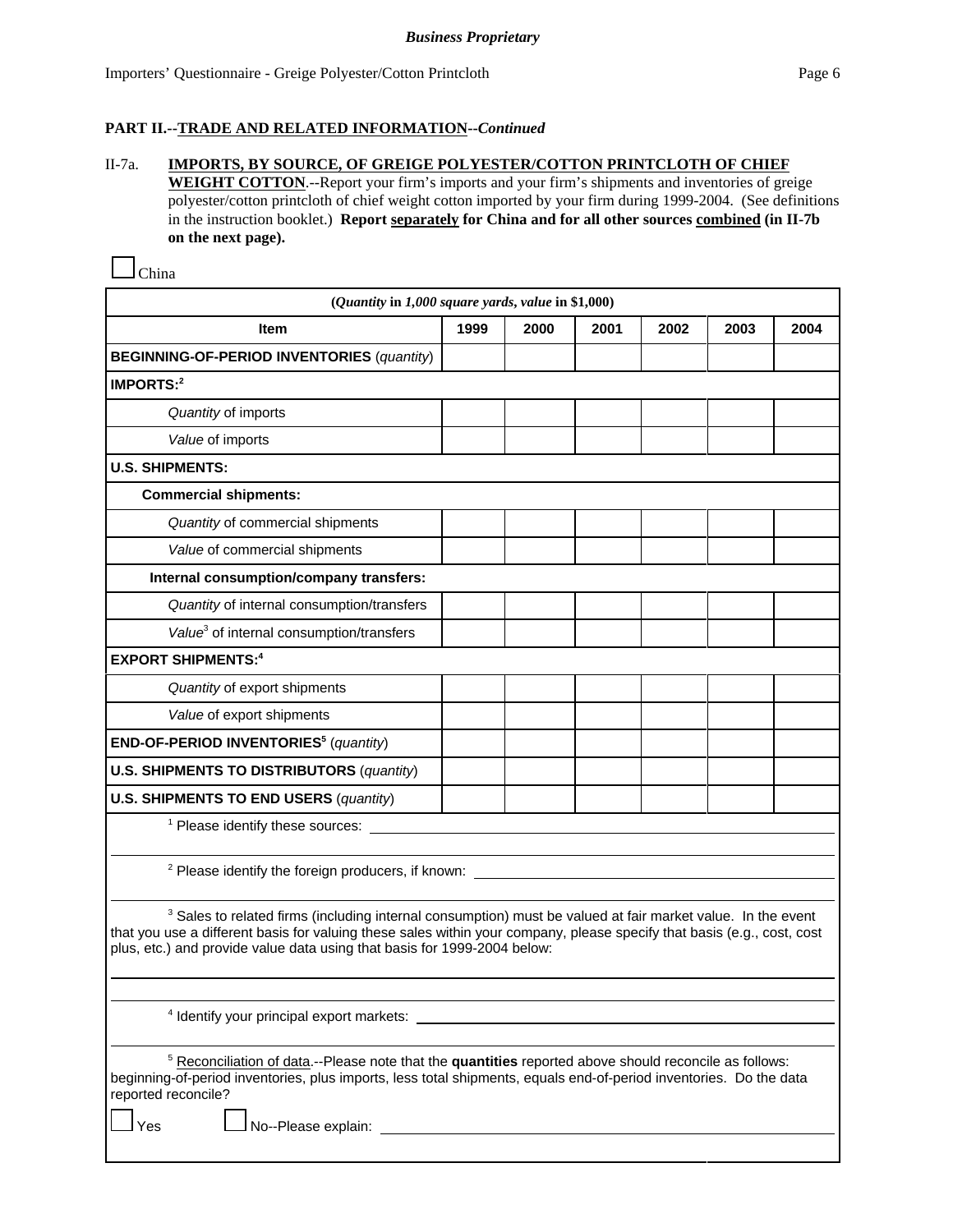**Business Proprietary**

## PART II.--TRADE AND RELATED INFORMATION--*Continued*

II-7a. **IMPORTS, BY SOURCE, OF GREIGE POLYESTER/COTTON PRINTCLOTH OF CHIEF WEIGHT COTTON**.--Report your firm's imports and your firm's shipments and inventories of greige polyester/cotton printcloth of chief weight cotton imported by your firm during 1999-2004. (See definitions in the instruction booklet.) **Report separately for China and for all other sources combined (in II-7b on the next page).**

☐ China

| (*Quantity* in *1,000 square yards*, *value* in $1,000) | | | | | | |
|---|---|---|---|---|---|---|
| **Item** | **1999** | **2000** | **2001** | **2002** | **2003** | **2004** |
| **BEGINNING-OF-PERIOD INVENTORIES** (*quantity*) | | | | | | |
| **IMPORTS:**[2] | | | | | | |
| *Quantity* of imports | | | | | | |
| *Value* of imports | | | | | | |
| **U.S. SHIPMENTS:** | | | | | | |
| **Commercial shipments:** | | | | | | |
| *Quantity* of commercial shipments | | | | | | |
| *Value* of commercial shipments | | | | | | |
| **Internal consumption/company transfers:** | | | | | | |
| *Quantity* of internal consumption/transfers | | | | | | |
| *Value*[3] of internal consumption/transfers | | | | | | |
| **EXPORT SHIPMENTS:**[4] | | | | | | |
| *Quantity* of export shipments | | | | | | |
| *Value* of export shipments | | | | | | |
| **END-OF-PERIOD INVENTORIES**[5] (*quantity*) | | | | | | |
| **U.S. SHIPMENTS TO DISTRIBUTORS** (*quantity*) | | | | | | |
| **U.S. SHIPMENTS TO END USERS** (*quantity*) | | | | | | |

[1] Please identify these sources: ______________________________

[2] Please identify the foreign producers, if known: ______________________________

[3] Sales to related firms (including internal consumption) must be valued at fair market value. In the event that you use a different basis for valuing these sales within your company, please specify that basis (e.g., cost, cost plus, etc.) and provide value data using that basis for 1999-2004 below:

______________________________

[4] Identify your principal export markets: ______________________________

[5] Reconciliation of data.--Please note that the **quantities** reported above should reconcile as follows: beginning-of-period inventories, plus imports, less total shipments, equals end-of-period inventories. Do the data reported reconcile?

☐ Yes ☐ No--Please explain: ______________________________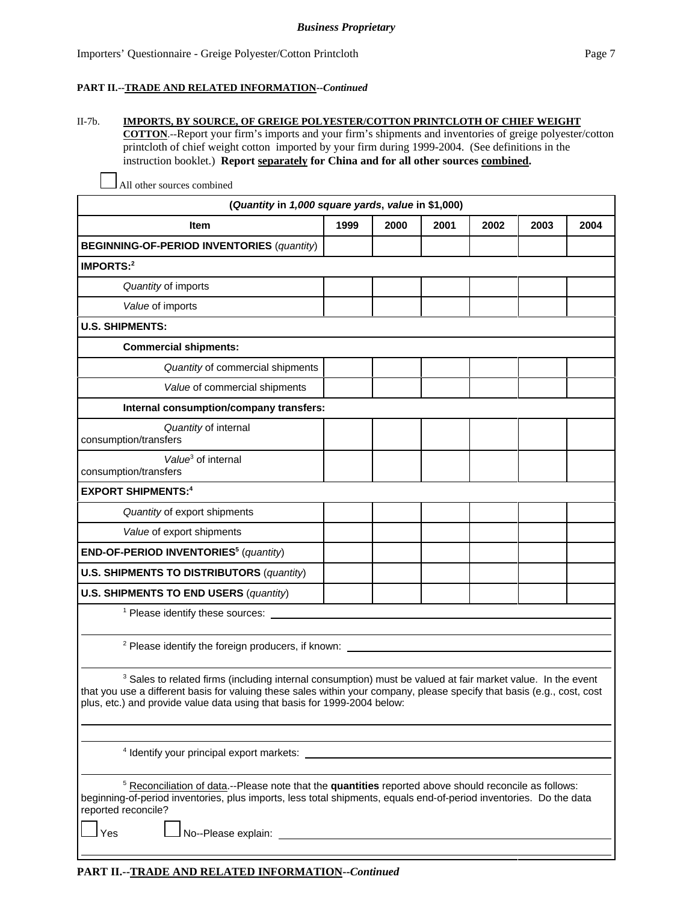**Business Proprietary**

Importers' Questionnaire - Greige Polyester/Cotton Printcloth

**PART II.--TRADE AND RELATED INFORMATION--*Continued***

II-7b. **IMPORTS, BY SOURCE, OF GREIGE POLYESTER/COTTON PRINTCLOTH OF CHIEF WEIGHT COTTON**.--Report your firm's imports and your firm's shipments and inventories of greige polyester/cotton printcloth of chief weight cotton imported by your firm during 1999-2004. (See definitions in the instruction booklet.) **Report separately for China and for all other sources combined.**

☐ All other sources combined

| (*Quantity* in *1,000 square yards*, *value* in $1,000) | | | | | | |
|---|---|---|---|---|---|---|
| **Item** | **1999** | **2000** | **2001** | **2002** | **2003** | **2004** |
| **BEGINNING-OF-PERIOD INVENTORIES** (*quantity*) | | | | | | |
| **IMPORTS:**[2] | | | | | | |
| *Quantity* of imports | | | | | | |
| *Value* of imports | | | | | | |
| **U.S. SHIPMENTS:** | | | | | | |
| **Commercial shipments:** | | | | | | |
| *Quantity* of commercial shipments | | | | | | |
| *Value* of commercial shipments | | | | | | |
| **Internal consumption/company transfers:** | | | | | | |
| *Quantity* of internal consumption/transfers | | | | | | |
| *Value*[3] of internal consumption/transfers | | | | | | |
| **EXPORT SHIPMENTS:**[4] | | | | | | |
| *Quantity* of export shipments | | | | | | |
| *Value* of export shipments | | | | | | |
| **END-OF-PERIOD INVENTORIES**[5] (*quantity*) | | | | | | |
| **U.S. SHIPMENTS TO DISTRIBUTORS** (*quantity*) | | | | | | |
| **U.S. SHIPMENTS TO END USERS** (*quantity*) | | | | | | |

[1] Please identify these sources: \_\_\_\_\_\_\_\_\_\_\_\_\_\_\_\_\_\_\_\_\_\_\_\_\_\_\_\_\_\_\_\_\_\_\_\_\_\_\_\_

[2] Please identify the foreign producers, if known: \_\_\_\_\_\_\_\_\_\_\_\_\_\_\_\_\_\_\_\_\_\_\_\_\_\_\_\_\_\_\_\_

[3] Sales to related firms (including internal consumption) must be valued at fair market value. In the event that you use a different basis for valuing these sales within your company, please specify that basis (e.g., cost, cost plus, etc.) and provide value data using that basis for 1999-2004 below:

\_\_\_\_\_\_\_\_\_\_\_\_\_\_\_\_\_\_\_\_\_\_\_\_\_\_\_\_\_\_\_\_\_\_\_\_\_\_\_\_\_\_\_\_\_\_\_\_\_\_\_\_\_\_\_\_\_\_\_\_\_\_\_\_\_\_\_\_\_\_\_\_

[4] Identify your principal export markets: \_\_\_\_\_\_\_\_\_\_\_\_\_\_\_\_\_\_\_\_\_\_\_\_\_\_\_\_\_\_\_\_\_\_\_\_\_\_\_\_

[5] Reconciliation of data.--Please note that the **quantities** reported above should reconcile as follows: beginning-of-period inventories, plus imports, less total shipments, equals end-of-period inventories. Do the data reported reconcile?

☐ Yes ☐ No--Please explain: \_\_\_\_\_\_\_\_\_\_\_\_\_\_\_\_\_\_\_\_\_\_\_\_\_\_\_\_\_\_\_\_\_\_\_\_\_\_\_\_

**PART II.--TRADE AND RELATED INFORMATION--*Continued***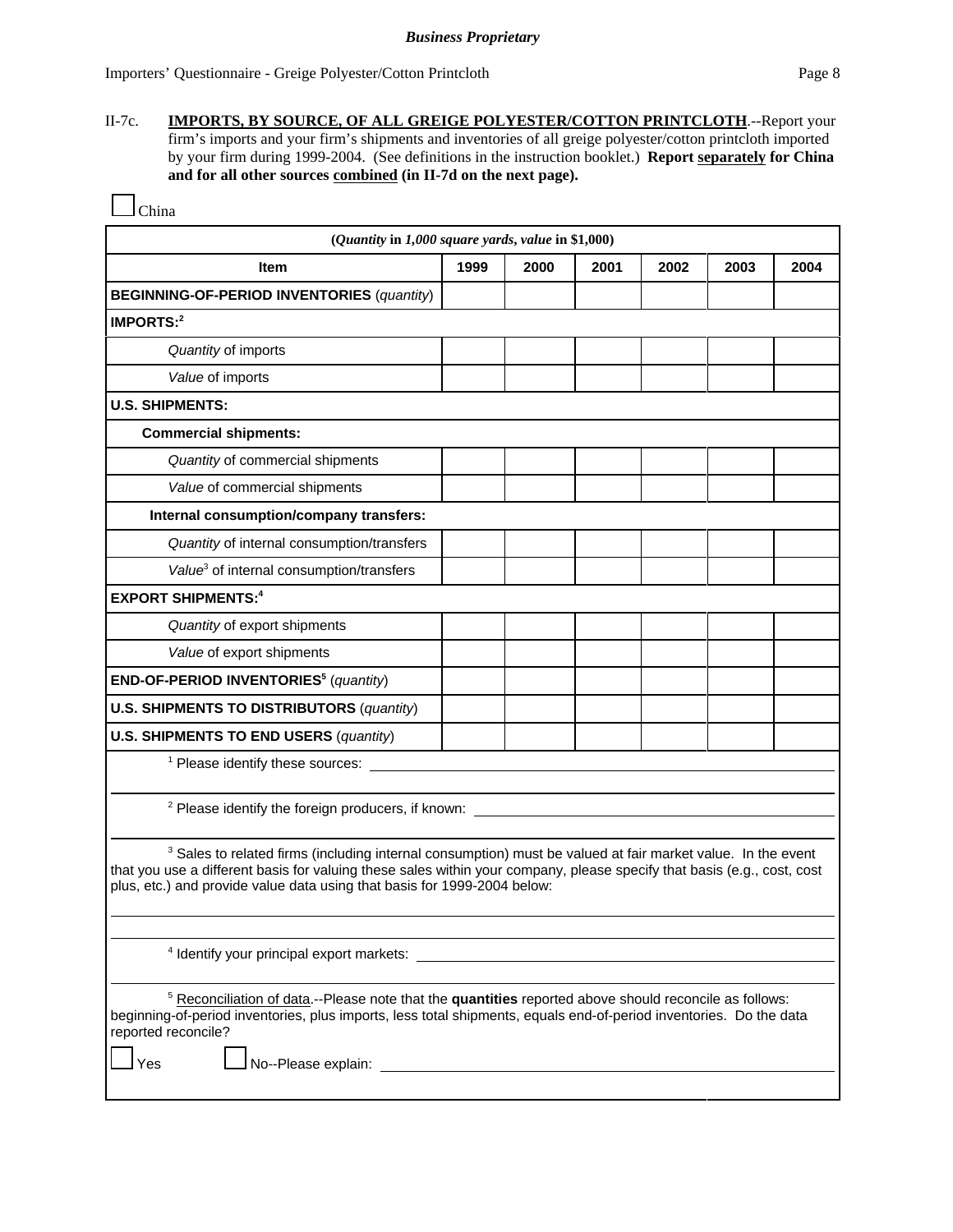*Business Proprietary*

Importers' Questionnaire - Greige Polyester/Cotton Printcloth

II-7c. **IMPORTS, BY SOURCE, OF ALL GREIGE POLYESTER/COTTON PRINTCLOTH**.--Report your firm's imports and your firm's shipments and inventories of all greige polyester/cotton printcloth imported by your firm during 1999-2004. (See definitions in the instruction booklet.) **Report separately for China and for all other sources combined (in II-7d on the next page).**

☐ China

| (*Quantity* in *1,000 square yards*, *value* in $1,000) | | | | | | |
|---|---|---|---|---|---|---|
| **Item** | **1999** | **2000** | **2001** | **2002** | **2003** | **2004** |
| **BEGINNING-OF-PERIOD INVENTORIES** (*quantity*) | | | | | | |
| **IMPORTS:**[2] | | | | | | |
| *Quantity* of imports | | | | | | |
| *Value* of imports | | | | | | |
| **U.S. SHIPMENTS:** | | | | | | |
| **Commercial shipments:** | | | | | | |
| *Quantity* of commercial shipments | | | | | | |
| *Value* of commercial shipments | | | | | | |
| **Internal consumption/company transfers:** | | | | | | |
| *Quantity* of internal consumption/transfers | | | | | | |
| *Value*[3] of internal consumption/transfers | | | | | | |
| **EXPORT SHIPMENTS:**[4] | | | | | | |
| *Quantity* of export shipments | | | | | | |
| *Value* of export shipments | | | | | | |
| **END-OF-PERIOD INVENTORIES**[5] (*quantity*) | | | | | | |
| **U.S. SHIPMENTS TO DISTRIBUTORS** (*quantity*) | | | | | | |
| **U.S. SHIPMENTS TO END USERS** (*quantity*) | | | | | | |

[1] Please identify these sources: ____________________

[2] Please identify the foreign producers, if known: ____________________

[3] Sales to related firms (including internal consumption) must be valued at fair market value. In the event that you use a different basis for valuing these sales within your company, please specify that basis (e.g., cost, cost plus, etc.) and provide value data using that basis for 1999-2004 below:

____________________

[4] Identify your principal export markets: ____________________

[5] Reconciliation of data.--Please note that the **quantities** reported above should reconcile as follows: beginning-of-period inventories, plus imports, less total shipments, equals end-of-period inventories. Do the data reported reconcile?

☐ Yes ☐ No--Please explain: ____________________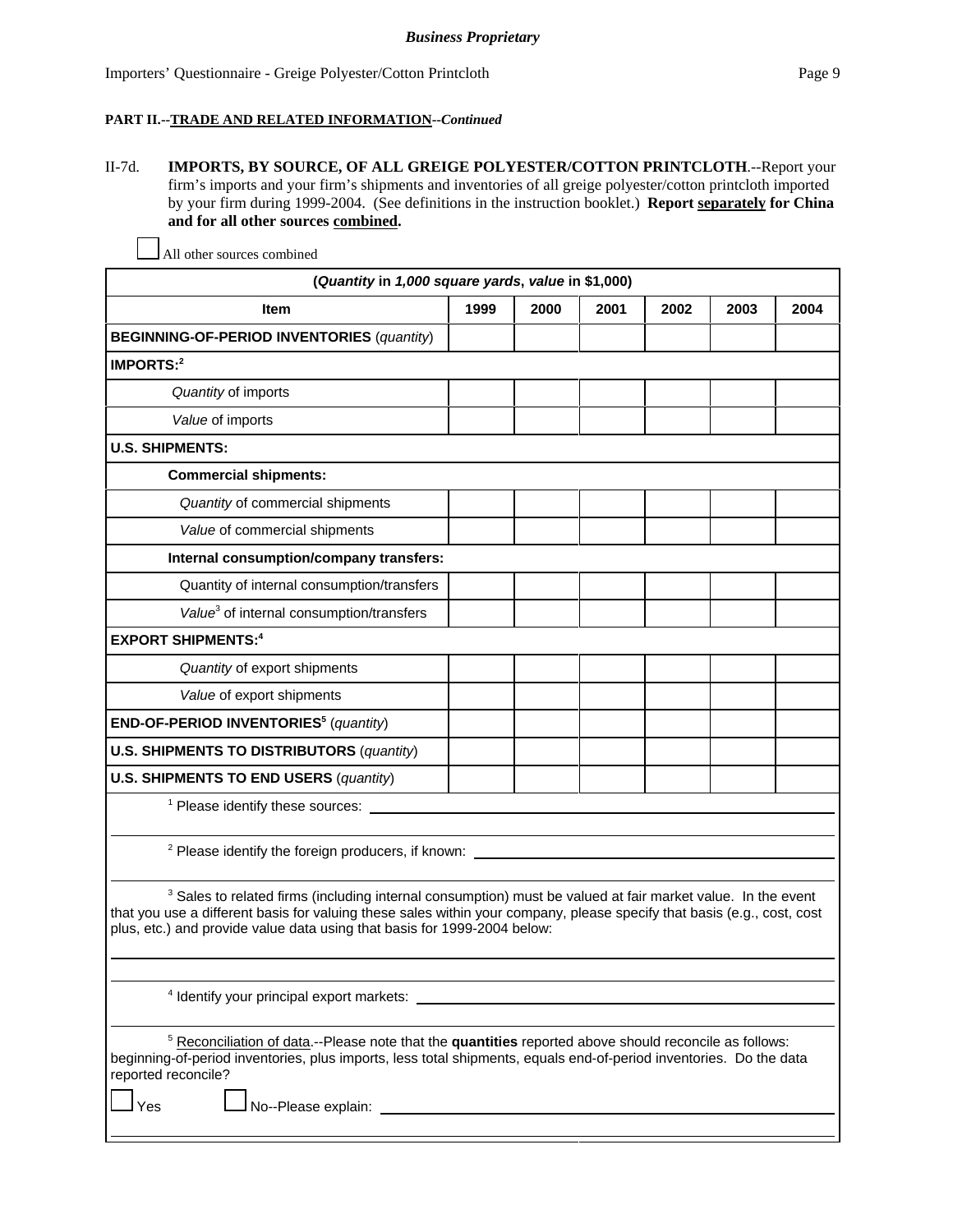*Business Proprietary*

**PART II.--TRADE AND RELATED INFORMATION--*Continued***

II-7d. **IMPORTS, BY SOURCE, OF ALL GREIGE POLYESTER/COTTON PRINTCLOTH**.--Report your firm's imports and your firm's shipments and inventories of all greige polyester/cotton printcloth imported by your firm during 1999-2004. (See definitions in the instruction booklet.) **Report separately for China and for all other sources combined.**

☐ All other sources combined

| (*Quantity* in *1,000 square yards*, *value* in $1,000) | | | | | | |
|---|---|---|---|---|---|---|
| **Item** | **1999** | **2000** | **2001** | **2002** | **2003** | **2004** |
| **BEGINNING-OF-PERIOD INVENTORIES** (*quantity*) | | | | | | |
| **IMPORTS:**[2] | | | | | | |
| *Quantity* of imports | | | | | | |
| *Value* of imports | | | | | | |
| **U.S. SHIPMENTS:** | | | | | | |
| **Commercial shipments:** | | | | | | |
| *Quantity* of commercial shipments | | | | | | |
| *Value* of commercial shipments | | | | | | |
| **Internal consumption/company transfers:** | | | | | | |
| Quantity of internal consumption/transfers | | | | | | |
| *Value*[3] of internal consumption/transfers | | | | | | |
| **EXPORT SHIPMENTS:**[4] | | | | | | |
| *Quantity* of export shipments | | | | | | |
| *Value* of export shipments | | | | | | |
| **END-OF-PERIOD INVENTORIES**[5] (*quantity*) | | | | | | |
| **U.S. SHIPMENTS TO DISTRIBUTORS** (*quantity*) | | | | | | |
| **U.S. SHIPMENTS TO END USERS** (*quantity*) | | | | | | |

[1] Please identify these sources: ______________________

[2] Please identify the foreign producers, if known: ______________________

[3] Sales to related firms (including internal consumption) must be valued at fair market value. In the event that you use a different basis for valuing these sales within your company, please specify that basis (e.g., cost, cost plus, etc.) and provide value data using that basis for 1999-2004 below:

______________________

[4] Identify your principal export markets: ______________________

[5] Reconciliation of data.--Please note that the **quantities** reported above should reconcile as follows: beginning-of-period inventories, plus imports, less total shipments, equals end-of-period inventories. Do the data reported reconcile?

☐ Yes ☐ No--Please explain: ______________________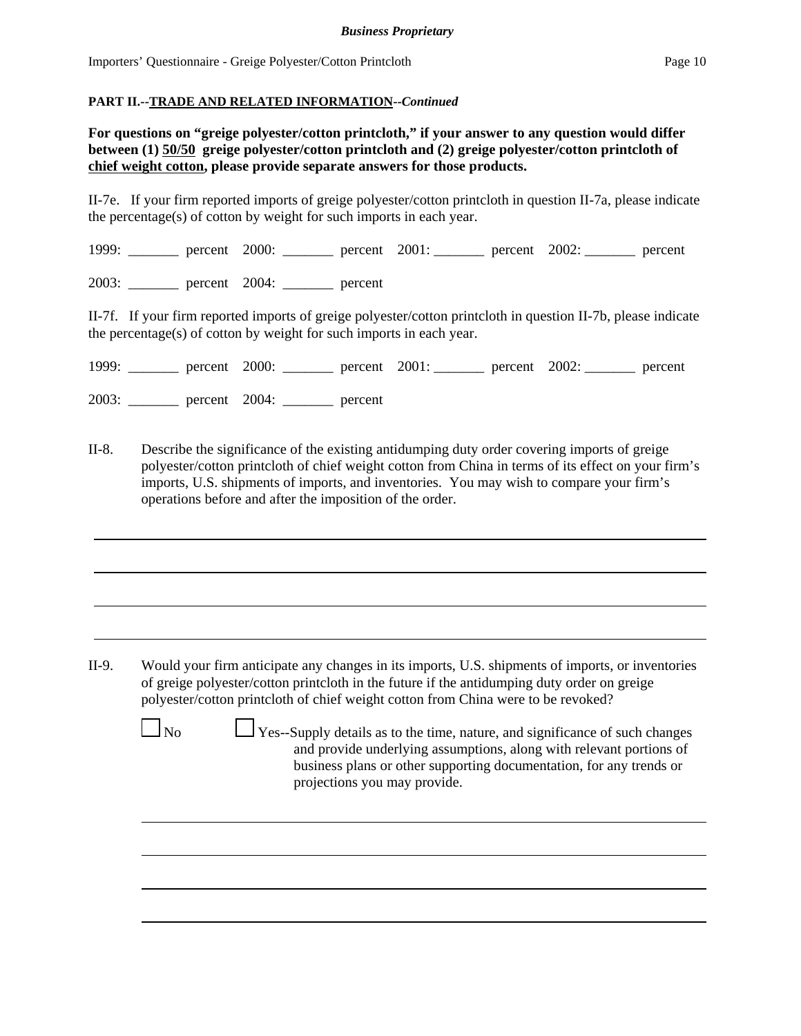**PART II.--TRADE AND RELATED INFORMATION--*Continued***

**For questions on "greige polyester/cotton printcloth," if your answer to any question would differ between (1) 50/50 greige polyester/cotton printcloth and (2) greige polyester/cotton printcloth of chief weight cotton, please provide separate answers for those products.**

II-7e. If your firm reported imports of greige polyester/cotton printcloth in question II-7a, please indicate the percentage(s) of cotton by weight for such imports in each year.

1999: _______ percent 2000: _______ percent 2001: _______ percent 2002: _______ percent

2003: _______ percent 2004: _______ percent

II-7f. If your firm reported imports of greige polyester/cotton printcloth in question II-7b, please indicate the percentage(s) of cotton by weight for such imports in each year.

1999: _______ percent 2000: _______ percent 2001: _______ percent 2002: _______ percent

2003: _______ percent 2004: _______ percent

II-8. Describe the significance of the existing antidumping duty order covering imports of greige polyester/cotton printcloth of chief weight cotton from China in terms of its effect on your firm's imports, U.S. shipments of imports, and inventories. You may wish to compare your firm's operations before and after the imposition of the order.

_______________________________________________________________________________

_______________________________________________________________________________

_______________________________________________________________________________

_______________________________________________________________________________

II-9. Would your firm anticipate any changes in its imports, U.S. shipments of imports, or inventories of greige polyester/cotton printcloth in the future if the antidumping duty order on greige polyester/cotton printcloth of chief weight cotton from China were to be revoked?

☐ No ☐ Yes--Supply details as to the time, nature, and significance of such changes and provide underlying assumptions, along with relevant portions of business plans or other supporting documentation, for any trends or projections you may provide.

_______________________________________________________________________________

_______________________________________________________________________________

_______________________________________________________________________________

_______________________________________________________________________________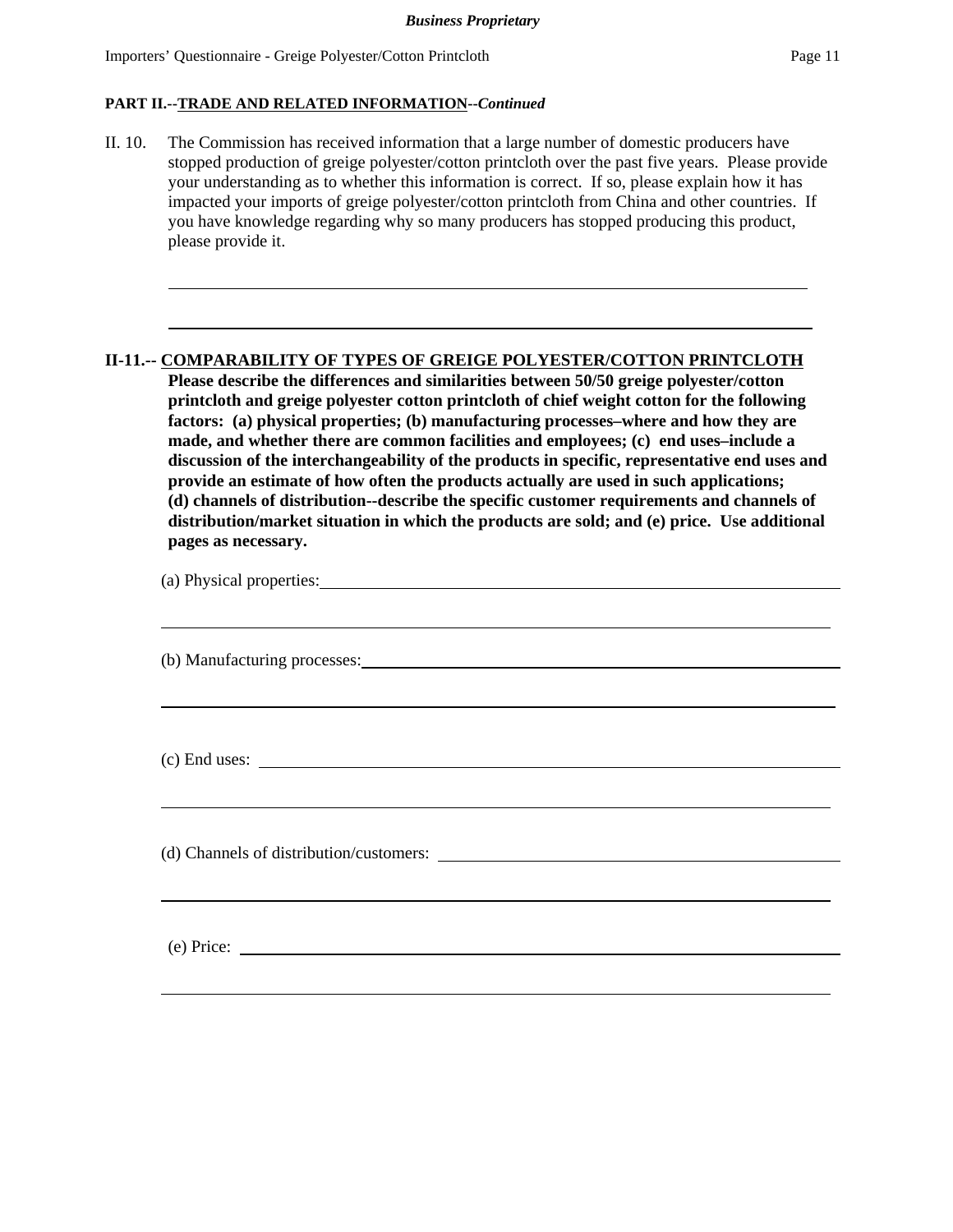**Business Proprietary**

**PART II.--TRADE AND RELATED INFORMATION--*Continued***

II. 10. The Commission has received information that a large number of domestic producers have stopped production of greige polyester/cotton printcloth over the past five years. Please provide your understanding as to whether this information is correct. If so, please explain how it has impacted your imports of greige polyester/cotton printcloth from China and other countries. If you have knowledge regarding why so many producers has stopped producing this product, please provide it.

______________________________________________________________________________

______________________________________________________________________________

**II-11.-- COMPARABILITY OF TYPES OF GREIGE POLYESTER/COTTON PRINTCLOTH**
**Please describe the differences and similarities between 50/50 greige polyester/cotton printcloth and greige polyester cotton printcloth of chief weight cotton for the following factors: (a) physical properties; (b) manufacturing processes–where and how they are made, and whether there are common facilities and employees; (c) end uses–include a discussion of the interchangeability of the products in specific, representative end uses and provide an estimate of how often the products actually are used in such applications; (d) channels of distribution--describe the specific customer requirements and channels of distribution/market situation in which the products are sold; and (e) price. Use additional pages as necessary.**

(a) Physical properties: ______________________________________________________________

______________________________________________________________________________

(b) Manufacturing processes: ___________________________________________________________

______________________________________________________________________________

(c) End uses: ________________________________________________________________________

______________________________________________________________________________

(d) Channels of distribution/customers: __________________________________________________

______________________________________________________________________________

(e) Price: __________________________________________________________________________

______________________________________________________________________________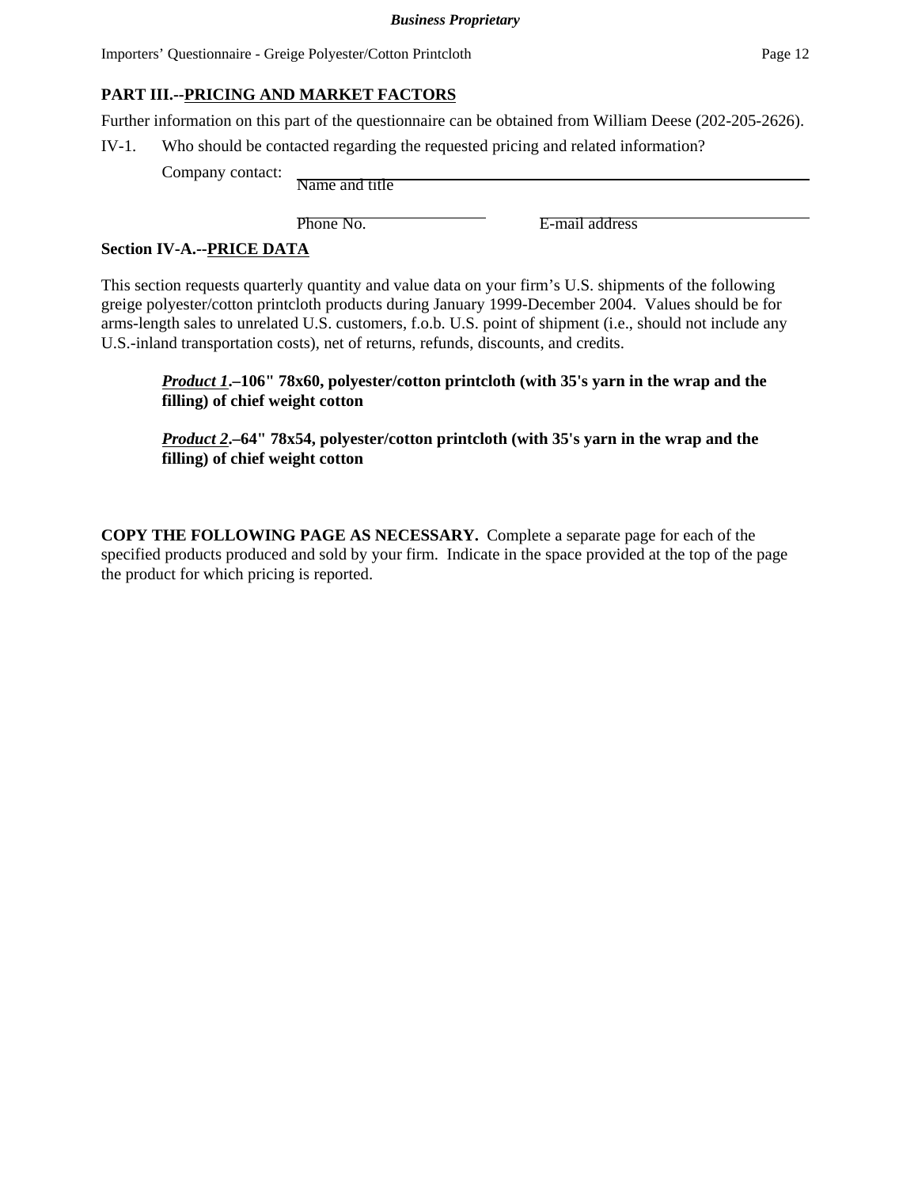**PART III.--PRICING AND MARKET FACTORS**

Further information on this part of the questionnaire can be obtained from William Deese (202-205-2626).

IV-1. Who should be contacted regarding the requested pricing and related information?

Company contact: \_\_\_\_\_\_\_\_\_\_\_\_\_\_\_\_\_\_\_\_\_\_\_\_\_\_\_\_\_\_\_\_\_\_\_\_\_\_\_\_
Name and title

\_\_\_\_\_\_\_\_\_\_\_\_\_\_\_\_\_\_ \_\_\_\_\_\_\_\_\_\_\_\_\_\_\_\_\_\_\_\_\_\_\_\_
Phone No. E-mail address

**Section IV-A.--PRICE DATA**

This section requests quarterly quantity and value data on your firm's U.S. shipments of the following greige polyester/cotton printcloth products during January 1999-December 2004. Values should be for arms-length sales to unrelated U.S. customers, f.o.b. U.S. point of shipment (i.e., should not include any U.S.-inland transportation costs), net of returns, refunds, discounts, and credits.

> ***Product 1*.–106" 78x60, polyester/cotton printcloth (with 35's yarn in the wrap and the filling) of chief weight cotton**
>
> ***Product 2*.–64" 78x54, polyester/cotton printcloth (with 35's yarn in the wrap and the filling) of chief weight cotton**

**COPY THE FOLLOWING PAGE AS NECESSARY.** Complete a separate page for each of the specified products produced and sold by your firm. Indicate in the space provided at the top of the page the product for which pricing is reported.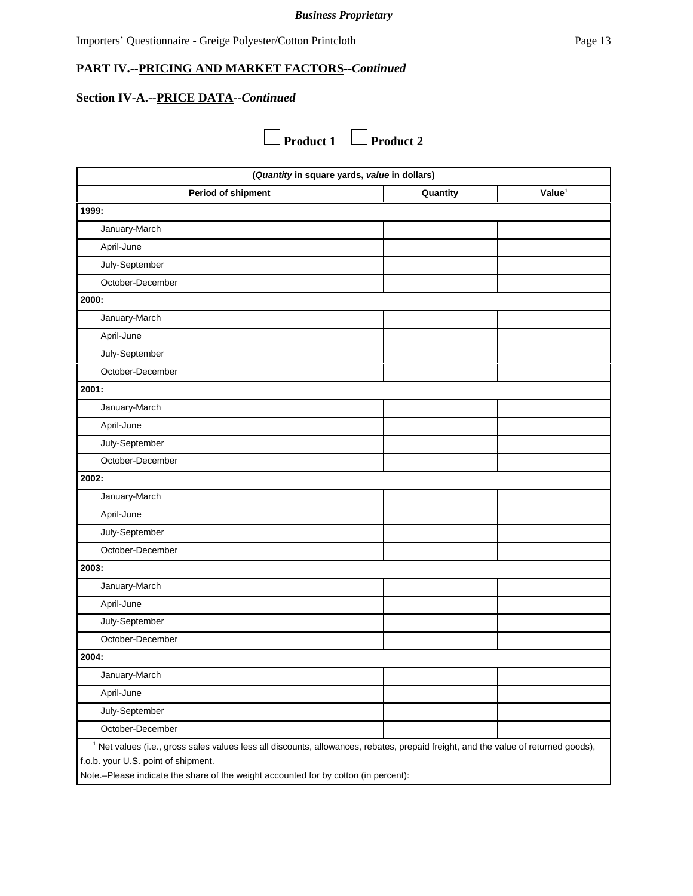*Business Proprietary*

## PART IV.--PRICING AND MARKET FACTORS--*Continued*

### Section IV-A.--PRICE DATA--*Continued*

☐ **Product 1** ☐ **Product 2**

| (*Quantity* in square yards, *value* in dollars) | | |
|---|---|---|
| **Period of shipment** | **Quantity** | **Value[1]** |
| **1999:** | | |
| January-March | | |
| April-June | | |
| July-September | | |
| October-December | | |
| **2000:** | | |
| January-March | | |
| April-June | | |
| July-September | | |
| October-December | | |
| **2001:** | | |
| January-March | | |
| April-June | | |
| July-September | | |
| October-December | | |
| **2002:** | | |
| January-March | | |
| April-June | | |
| July-September | | |
| October-December | | |
| **2003:** | | |
| January-March | | |
| April-June | | |
| July-September | | |
| October-December | | |
| **2004:** | | |
| January-March | | |
| April-June | | |
| July-September | | |
| October-December | | |

[1] Net values (i.e., gross sales values less all discounts, allowances, rebates, prepaid freight, and the value of returned goods), f.o.b. your U.S. point of shipment.

Note.–Please indicate the share of the weight accounted for by cotton (in percent): ________________________________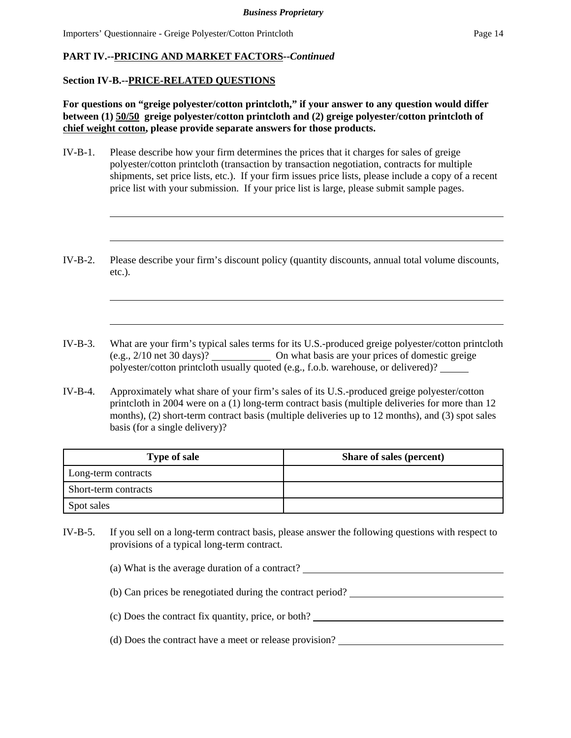**PART IV.--PRICING AND MARKET FACTORS--*Continued***

**Section IV-B.--PRICE-RELATED QUESTIONS**

**For questions on "greige polyester/cotton printcloth," if your answer to any question would differ between (1) 50/50 greige polyester/cotton printcloth and (2) greige polyester/cotton printcloth of chief weight cotton, please provide separate answers for those products.**

IV-B-1. Please describe how your firm determines the prices that it charges for sales of greige polyester/cotton printcloth (transaction by transaction negotiation, contracts for multiple shipments, set price lists, etc.). If your firm issues price lists, please include a copy of a recent price list with your submission. If your price list is large, please submit sample pages.

\_\_\_\_\_\_\_\_\_\_\_\_\_\_\_\_\_\_\_\_\_\_\_\_\_\_\_\_\_\_\_\_\_\_\_\_\_\_\_\_\_\_\_\_\_\_\_\_\_\_\_\_\_\_\_\_\_\_\_\_

\_\_\_\_\_\_\_\_\_\_\_\_\_\_\_\_\_\_\_\_\_\_\_\_\_\_\_\_\_\_\_\_\_\_\_\_\_\_\_\_\_\_\_\_\_\_\_\_\_\_\_\_\_\_\_\_\_\_\_\_

IV-B-2. Please describe your firm's discount policy (quantity discounts, annual total volume discounts, etc.).

\_\_\_\_\_\_\_\_\_\_\_\_\_\_\_\_\_\_\_\_\_\_\_\_\_\_\_\_\_\_\_\_\_\_\_\_\_\_\_\_\_\_\_\_\_\_\_\_\_\_\_\_\_\_\_\_\_\_\_\_

\_\_\_\_\_\_\_\_\_\_\_\_\_\_\_\_\_\_\_\_\_\_\_\_\_\_\_\_\_\_\_\_\_\_\_\_\_\_\_\_\_\_\_\_\_\_\_\_\_\_\_\_\_\_\_\_\_\_\_\_

IV-B-3. What are your firm's typical sales terms for its U.S.-produced greige polyester/cotton printcloth (e.g., 2/10 net 30 days)? \_\_\_\_\_\_\_\_\_\_ On what basis are your prices of domestic greige polyester/cotton printcloth usually quoted (e.g., f.o.b. warehouse, or delivered)? \_\_\_\_\_

IV-B-4. Approximately what share of your firm's sales of its U.S.-produced greige polyester/cotton printcloth in 2004 were on a (1) long-term contract basis (multiple deliveries for more than 12 months), (2) short-term contract basis (multiple deliveries up to 12 months), and (3) spot sales basis (for a single delivery)?

| Type of sale | Share of sales (percent) |
| --- | --- |
| Long-term contracts | |
| Short-term contracts | |
| Spot sales | |

IV-B-5. If you sell on a long-term contract basis, please answer the following questions with respect to provisions of a typical long-term contract.

(a) What is the average duration of a contract? \_\_\_\_\_\_\_\_\_\_\_\_\_\_\_\_\_\_\_\_

(b) Can prices be renegotiated during the contract period? \_\_\_\_\_\_\_\_\_\_\_\_\_\_\_\_\_\_\_\_

(c) Does the contract fix quantity, price, or both? \_\_\_\_\_\_\_\_\_\_\_\_\_\_\_\_\_\_\_\_

(d) Does the contract have a meet or release provision? \_\_\_\_\_\_\_\_\_\_\_\_\_\_\_\_\_\_\_\_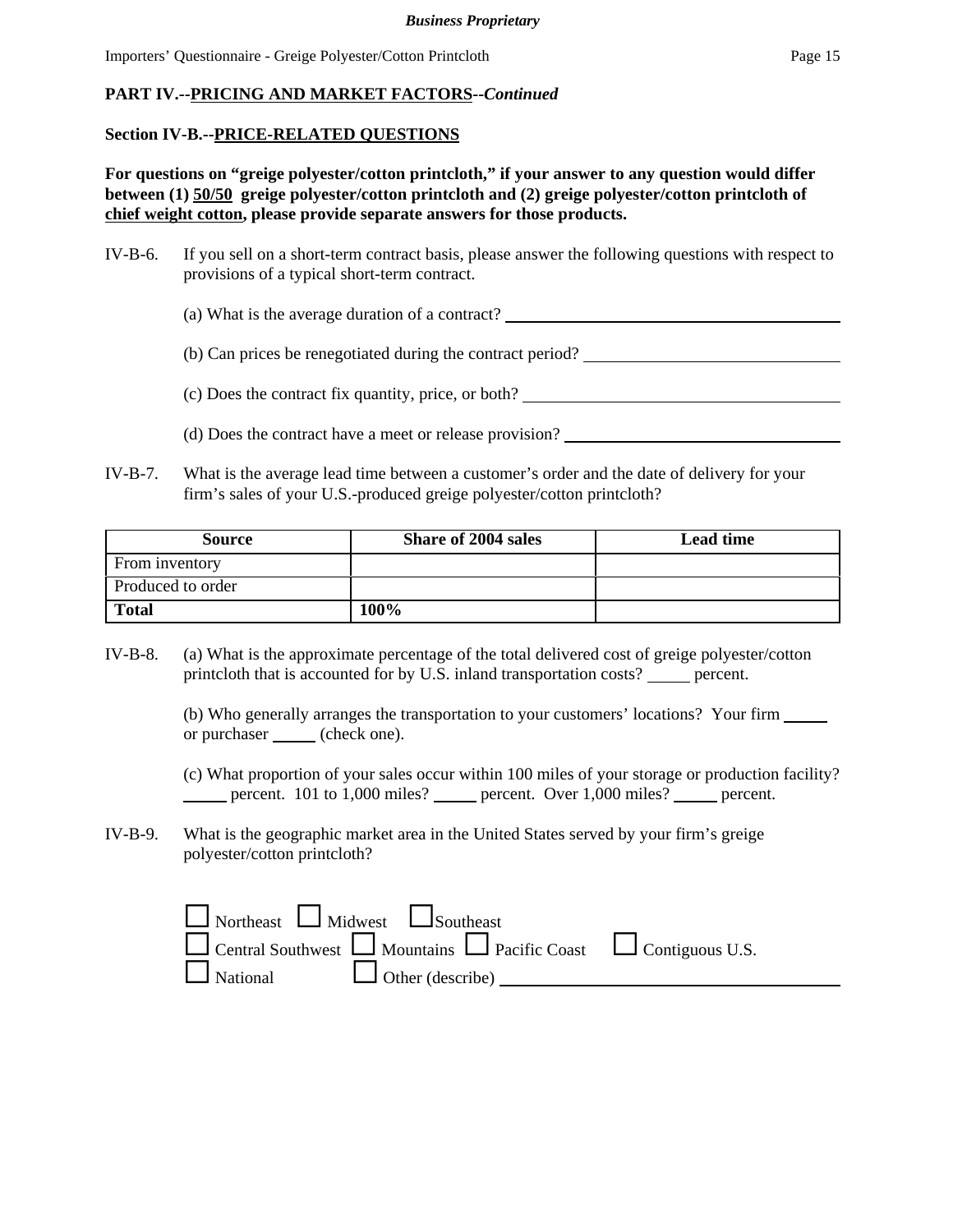**PART IV.--PRICING AND MARKET FACTORS--*Continued***

**Section IV-B.--PRICE-RELATED QUESTIONS**

**For questions on "greige polyester/cotton printcloth," if your answer to any question would differ between (1) 50/50 greige polyester/cotton printcloth and (2) greige polyester/cotton printcloth of chief weight cotton, please provide separate answers for those products.**

IV-B-6. If you sell on a short-term contract basis, please answer the following questions with respect to provisions of a typical short-term contract.

(a) What is the average duration of a contract? ______________________________

(b) Can prices be renegotiated during the contract period? ______________________

(c) Does the contract fix quantity, price, or both? ____________________________

(d) Does the contract have a meet or release provision? _______________________

IV-B-7. What is the average lead time between a customer's order and the date of delivery for your firm's sales of your U.S.-produced greige polyester/cotton printcloth?

| Source | Share of 2004 sales | Lead time |
|---|---|---|
| From inventory | | |
| Produced to order | | |
| **Total** | **100%** | |

IV-B-8. (a) What is the approximate percentage of the total delivered cost of greige polyester/cotton printcloth that is accounted for by U.S. inland transportation costs? _____ percent.

(b) Who generally arranges the transportation to your customers' locations? Your firm _____ or purchaser _____ (check one).

(c) What proportion of your sales occur within 100 miles of your storage or production facility? _____ percent. 101 to 1,000 miles? _____ percent. Over 1,000 miles? _____ percent.

IV-B-9. What is the geographic market area in the United States served by your firm's greige polyester/cotton printcloth?

☐ Northeast ☐ Midwest ☐ Southeast
☐ Central Southwest ☐ Mountains ☐ Pacific Coast ☐ Contiguous U.S.
☐ National ☐ Other (describe) ______________________________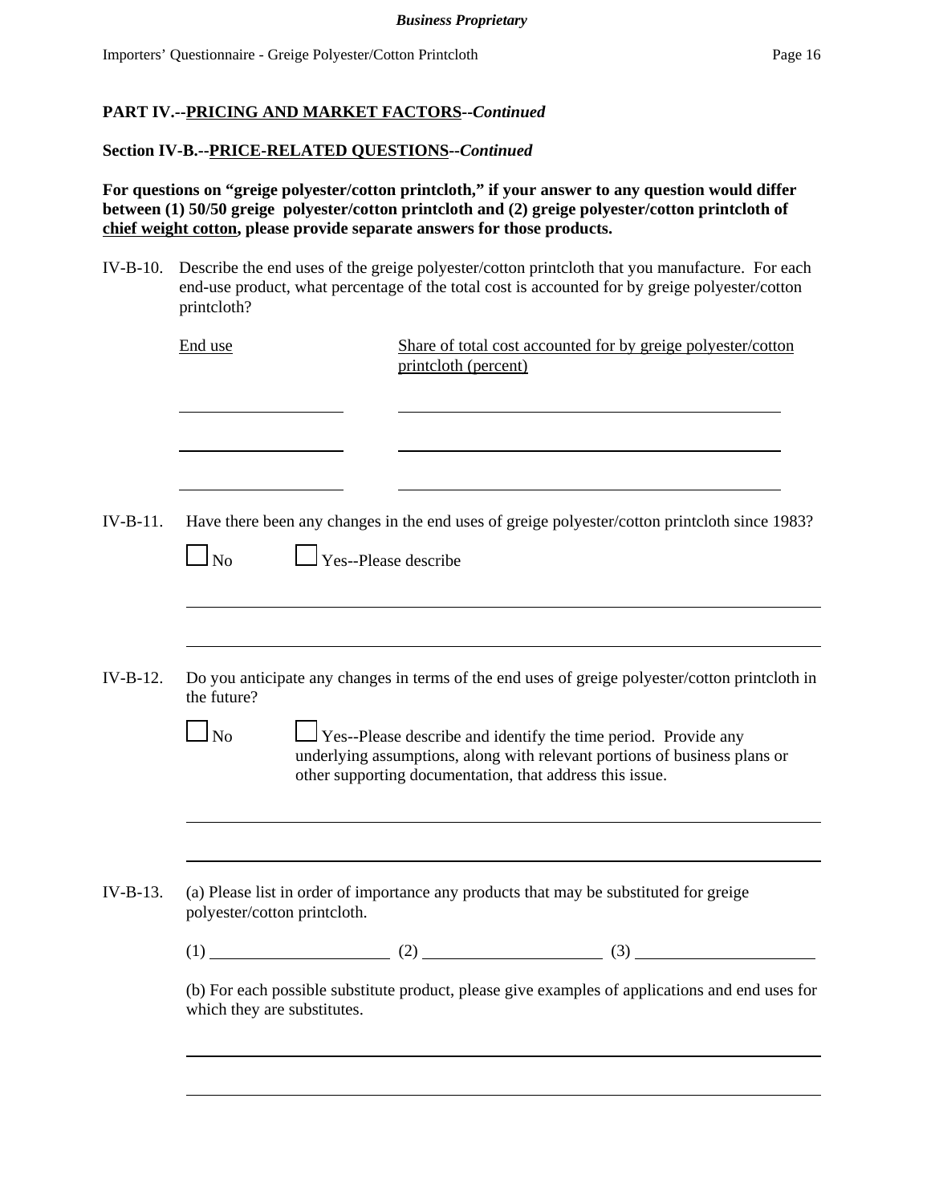**PART IV.--PRICING AND MARKET FACTORS--*Continued***

**Section IV-B.--PRICE-RELATED QUESTIONS--*Continued***

**For questions on "greige polyester/cotton printcloth," if your answer to any question would differ between (1) 50/50 greige polyester/cotton printcloth and (2) greige polyester/cotton printcloth of chief weight cotton, please provide separate answers for those products.**

IV-B-10. Describe the end uses of the greige polyester/cotton printcloth that you manufacture. For each end-use product, what percentage of the total cost is accounted for by greige polyester/cotton printcloth?

| End use | Share of total cost accounted for by greige polyester/cotton printcloth (percent) |
|---|---|
| | |
| | |
| | |

IV-B-11. Have there been any changes in the end uses of greige polyester/cotton printcloth since 1983?

☐ No ☐ Yes--Please describe

IV-B-12. Do you anticipate any changes in terms of the end uses of greige polyester/cotton printcloth in the future?

☐ No ☐ Yes--Please describe and identify the time period. Provide any underlying assumptions, along with relevant portions of business plans or other supporting documentation, that address this issue.

IV-B-13. (a) Please list in order of importance any products that may be substituted for greige polyester/cotton printcloth.

(1) ____________ (2) ____________ (3) ____________

(b) For each possible substitute product, please give examples of applications and end uses for which they are substitutes.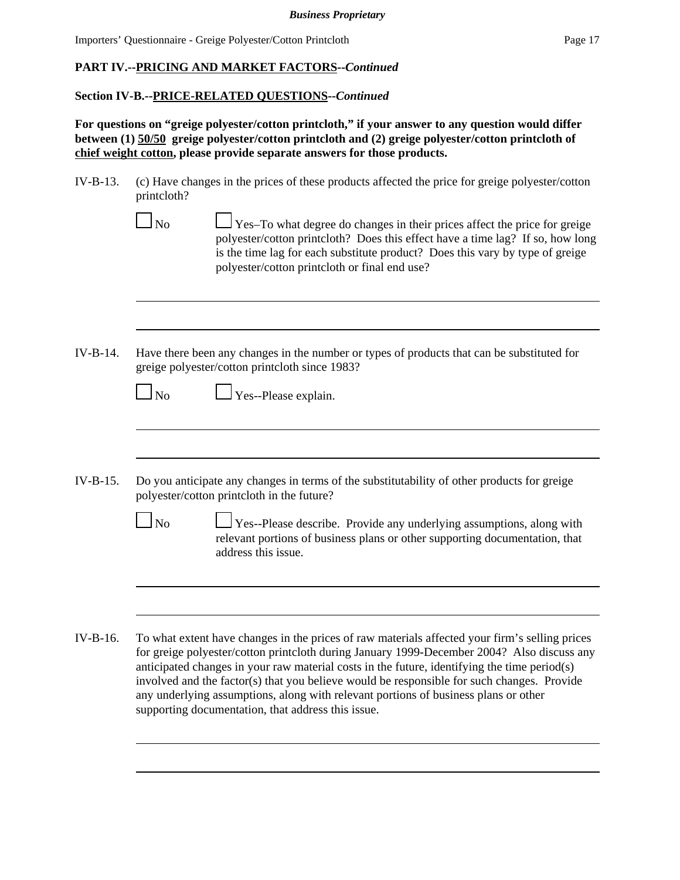**PART IV.--PRICING AND MARKET FACTORS--*Continued***

**Section IV-B.--PRICE-RELATED QUESTIONS--*Continued***

**For questions on "greige polyester/cotton printcloth," if your answer to any question would differ between (1) 50/50 greige polyester/cotton printcloth and (2) greige polyester/cotton printcloth of chief weight cotton, please provide separate answers for those products.**

IV-B-13. (c) Have changes in the prices of these products affected the price for greige polyester/cotton printcloth?

☐ No ☐ Yes–To what degree do changes in their prices affect the price for greige polyester/cotton printcloth? Does this effect have a time lag? If so, how long is the time lag for each substitute product? Does this vary by type of greige polyester/cotton printcloth or final end use?

IV-B-14. Have there been any changes in the number or types of products that can be substituted for greige polyester/cotton printcloth since 1983?

☐ No ☐ Yes--Please explain.

IV-B-15. Do you anticipate any changes in terms of the substitutability of other products for greige polyester/cotton printcloth in the future?

☐ No ☐ Yes--Please describe. Provide any underlying assumptions, along with relevant portions of business plans or other supporting documentation, that address this issue.

IV-B-16. To what extent have changes in the prices of raw materials affected your firm's selling prices for greige polyester/cotton printcloth during January 1999-December 2004? Also discuss any anticipated changes in your raw material costs in the future, identifying the time period(s) involved and the factor(s) that you believe would be responsible for such changes. Provide any underlying assumptions, along with relevant portions of business plans or other supporting documentation, that address this issue.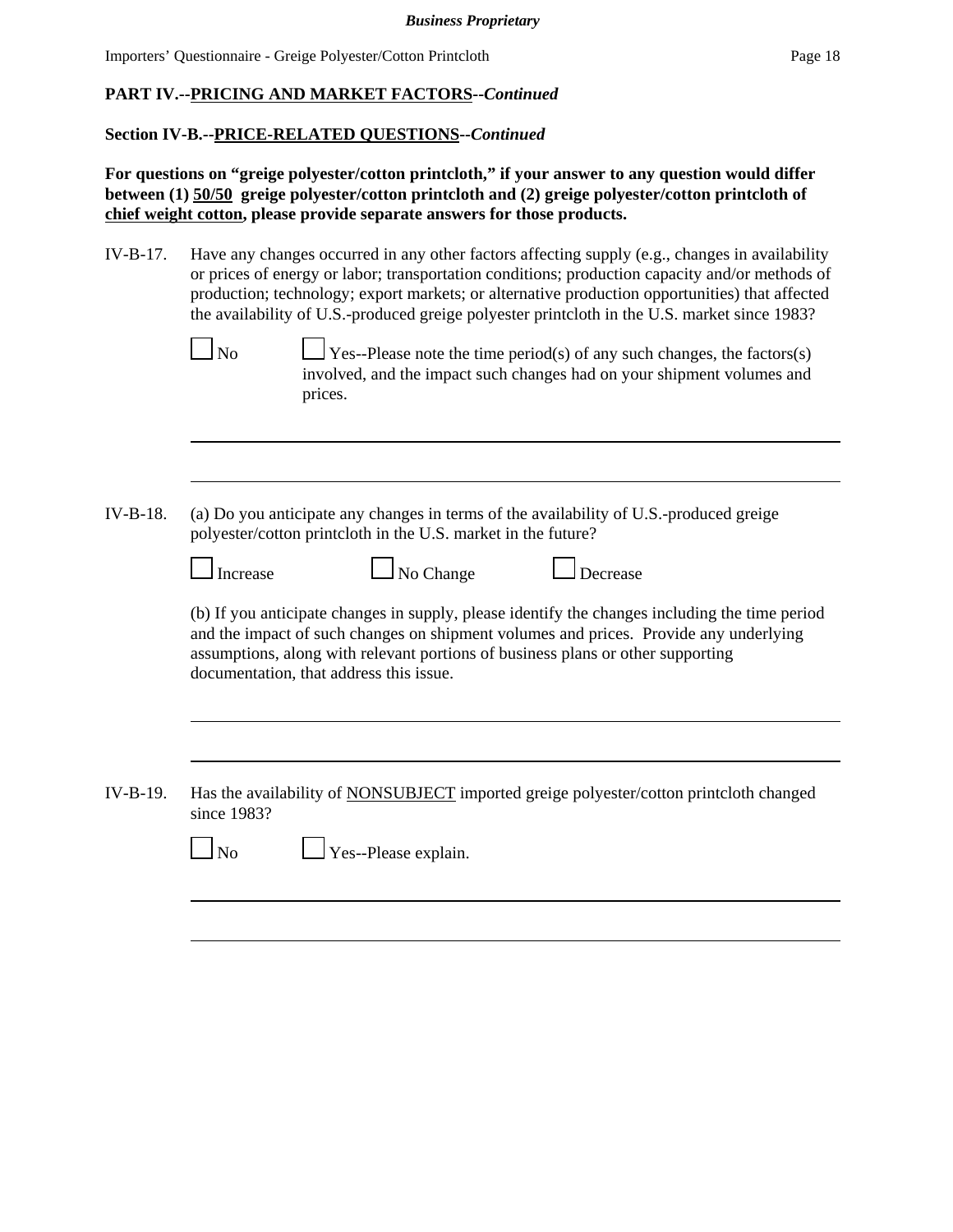**PART IV.--PRICING AND MARKET FACTORS--*Continued***

**Section IV-B.--PRICE-RELATED QUESTIONS--*Continued***

**For questions on "greige polyester/cotton printcloth," if your answer to any question would differ between (1) 50/50 greige polyester/cotton printcloth and (2) greige polyester/cotton printcloth of chief weight cotton, please provide separate answers for those products.**

IV-B-17. Have any changes occurred in any other factors affecting supply (e.g., changes in availability or prices of energy or labor; transportation conditions; production capacity and/or methods of production; technology; export markets; or alternative production opportunities) that affected the availability of U.S.-produced greige polyester printcloth in the U.S. market since 1983?

☐ No ☐ Yes--Please note the time period(s) of any such changes, the factors(s) involved, and the impact such changes had on your shipment volumes and prices.

______________________________________________________________________

______________________________________________________________________

IV-B-18. (a) Do you anticipate any changes in terms of the availability of U.S.-produced greige polyester/cotton printcloth in the U.S. market in the future?

☐ Increase ☐ No Change ☐ Decrease

(b) If you anticipate changes in supply, please identify the changes including the time period and the impact of such changes on shipment volumes and prices. Provide any underlying assumptions, along with relevant portions of business plans or other supporting documentation, that address this issue.

______________________________________________________________________

______________________________________________________________________

IV-B-19. Has the availability of NONSUBJECT imported greige polyester/cotton printcloth changed since 1983?

☐ No ☐ Yes--Please explain.

______________________________________________________________________

______________________________________________________________________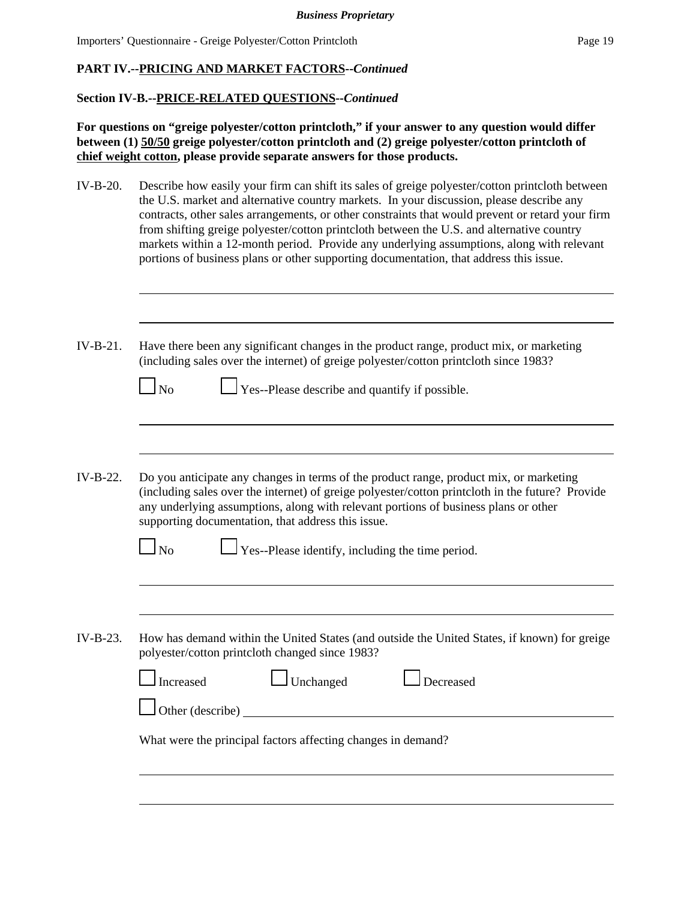**PART IV.--PRICING AND MARKET FACTORS--*Continued***

**Section IV-B.--PRICE-RELATED QUESTIONS--*Continued***

**For questions on "greige polyester/cotton printcloth," if your answer to any question would differ between (1) 50/50 greige polyester/cotton printcloth and (2) greige polyester/cotton printcloth of chief weight cotton, please provide separate answers for those products.**

IV-B-20. Describe how easily your firm can shift its sales of greige polyester/cotton printcloth between the U.S. market and alternative country markets. In your discussion, please describe any contracts, other sales arrangements, or other constraints that would prevent or retard your firm from shifting greige polyester/cotton printcloth between the U.S. and alternative country markets within a 12-month period. Provide any underlying assumptions, along with relevant portions of business plans or other supporting documentation, that address this issue.

\_\_\_\_\_\_\_\_\_\_\_\_\_\_\_\_\_\_\_\_\_\_\_\_\_\_\_\_\_\_\_\_\_\_\_\_\_\_\_\_\_\_\_\_\_\_\_\_\_\_\_\_\_\_\_\_\_\_\_\_

\_\_\_\_\_\_\_\_\_\_\_\_\_\_\_\_\_\_\_\_\_\_\_\_\_\_\_\_\_\_\_\_\_\_\_\_\_\_\_\_\_\_\_\_\_\_\_\_\_\_\_\_\_\_\_\_\_\_\_\_

IV-B-21. Have there been any significant changes in the product range, product mix, or marketing (including sales over the internet) of greige polyester/cotton printcloth since 1983?

☐ No ☐ Yes--Please describe and quantify if possible.

\_\_\_\_\_\_\_\_\_\_\_\_\_\_\_\_\_\_\_\_\_\_\_\_\_\_\_\_\_\_\_\_\_\_\_\_\_\_\_\_\_\_\_\_\_\_\_\_\_\_\_\_\_\_\_\_\_\_\_\_

\_\_\_\_\_\_\_\_\_\_\_\_\_\_\_\_\_\_\_\_\_\_\_\_\_\_\_\_\_\_\_\_\_\_\_\_\_\_\_\_\_\_\_\_\_\_\_\_\_\_\_\_\_\_\_\_\_\_\_\_

IV-B-22. Do you anticipate any changes in terms of the product range, product mix, or marketing (including sales over the internet) of greige polyester/cotton printcloth in the future? Provide any underlying assumptions, along with relevant portions of business plans or other supporting documentation, that address this issue.

☐ No ☐ Yes--Please identify, including the time period.

\_\_\_\_\_\_\_\_\_\_\_\_\_\_\_\_\_\_\_\_\_\_\_\_\_\_\_\_\_\_\_\_\_\_\_\_\_\_\_\_\_\_\_\_\_\_\_\_\_\_\_\_\_\_\_\_\_\_\_\_

\_\_\_\_\_\_\_\_\_\_\_\_\_\_\_\_\_\_\_\_\_\_\_\_\_\_\_\_\_\_\_\_\_\_\_\_\_\_\_\_\_\_\_\_\_\_\_\_\_\_\_\_\_\_\_\_\_\_\_\_

IV-B-23. How has demand within the United States (and outside the United States, if known) for greige polyester/cotton printcloth changed since 1983?

☐ Increased ☐ Unchanged ☐ Decreased

☐ Other (describe) \_\_\_\_\_\_\_\_\_\_\_\_\_\_\_\_\_\_\_\_\_\_\_\_\_\_\_\_\_\_\_\_\_\_\_\_\_\_\_\_\_\_\_\_\_\_\_\_

What were the principal factors affecting changes in demand?

\_\_\_\_\_\_\_\_\_\_\_\_\_\_\_\_\_\_\_\_\_\_\_\_\_\_\_\_\_\_\_\_\_\_\_\_\_\_\_\_\_\_\_\_\_\_\_\_\_\_\_\_\_\_\_\_\_\_\_\_

\_\_\_\_\_\_\_\_\_\_\_\_\_\_\_\_\_\_\_\_\_\_\_\_\_\_\_\_\_\_\_\_\_\_\_\_\_\_\_\_\_\_\_\_\_\_\_\_\_\_\_\_\_\_\_\_\_\_\_\_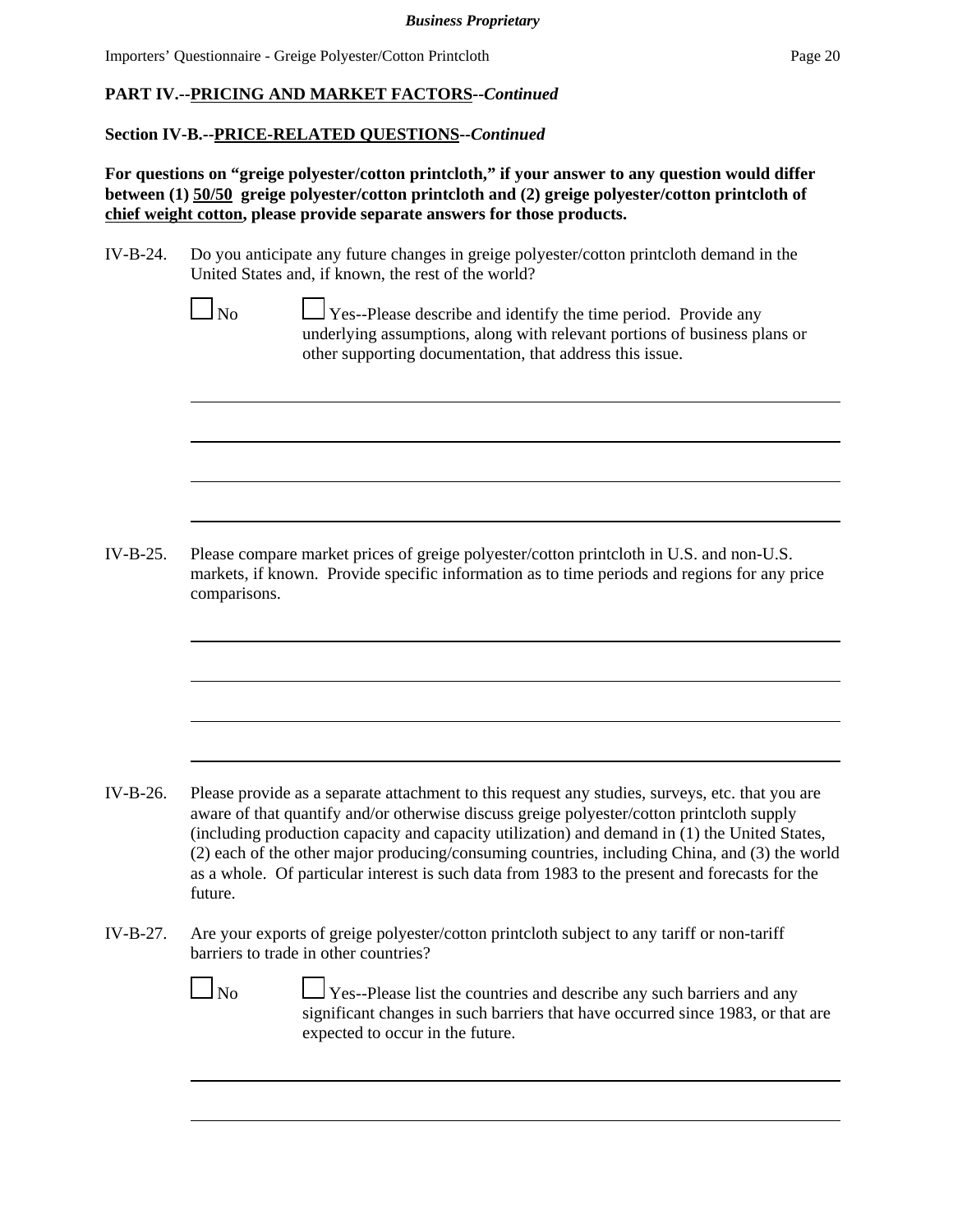*Business Proprietary*

**PART IV.--PRICING AND MARKET FACTORS--*Continued***

**Section IV-B.--PRICE-RELATED QUESTIONS--*Continued***

**For questions on "greige polyester/cotton printcloth," if your answer to any question would differ between (1) 50/50 greige polyester/cotton printcloth and (2) greige polyester/cotton printcloth of chief weight cotton, please provide separate answers for those products.**

IV-B-24. Do you anticipate any future changes in greige polyester/cotton printcloth demand in the United States and, if known, the rest of the world?

☐ No ☐ Yes--Please describe and identify the time period. Provide any underlying assumptions, along with relevant portions of business plans or other supporting documentation, that address this issue.

IV-B-25. Please compare market prices of greige polyester/cotton printcloth in U.S. and non-U.S. markets, if known. Provide specific information as to time periods and regions for any price comparisons.

IV-B-26. Please provide as a separate attachment to this request any studies, surveys, etc. that you are aware of that quantify and/or otherwise discuss greige polyester/cotton printcloth supply (including production capacity and capacity utilization) and demand in (1) the United States, (2) each of the other major producing/consuming countries, including China, and (3) the world as a whole. Of particular interest is such data from 1983 to the present and forecasts for the future.

IV-B-27. Are your exports of greige polyester/cotton printcloth subject to any tariff or non-tariff barriers to trade in other countries?

☐ No ☐ Yes--Please list the countries and describe any such barriers and any significant changes in such barriers that have occurred since 1983, or that are expected to occur in the future.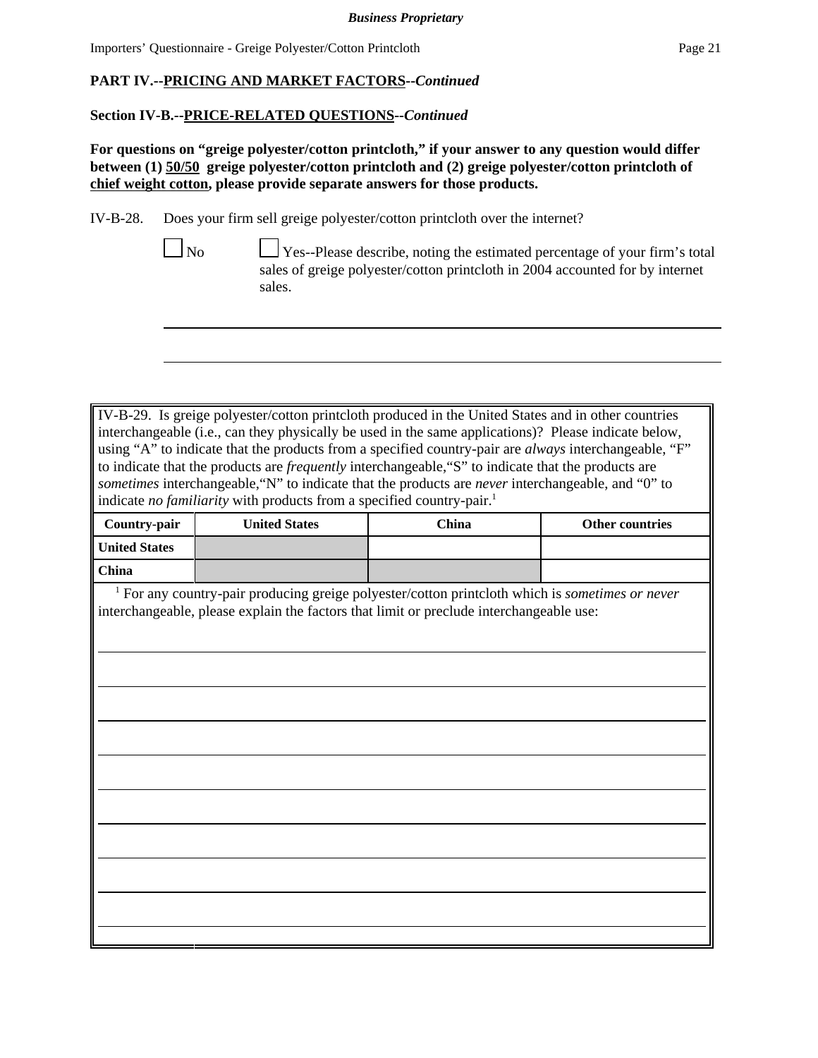**Business Proprietary**

**PART IV.--PRICING AND MARKET FACTORS--*Continued***

**Section IV-B.--PRICE-RELATED QUESTIONS--*Continued***

**For questions on "greige polyester/cotton printcloth," if your answer to any question would differ between (1) 50/50 greige polyester/cotton printcloth and (2) greige polyester/cotton printcloth of chief weight cotton, please provide separate answers for those products.**

IV-B-28. Does your firm sell greige polyester/cotton printcloth over the internet?

☐ No ☐ Yes--Please describe, noting the estimated percentage of your firm's total sales of greige polyester/cotton printcloth in 2004 accounted for by internet sales.

______________________________________________________________________

______________________________________________________________________

IV-B-29. Is greige polyester/cotton printcloth produced in the United States and in other countries interchangeable (i.e., can they physically be used in the same applications)? Please indicate below, using "A" to indicate that the products from a specified country-pair are *always* interchangeable, "F" to indicate that the products are *frequently* interchangeable, "S" to indicate that the products are *sometimes* interchangeable, "N" to indicate that the products are *never* interchangeable, and "0" to indicate *no familiarity* with products from a specified country-pair.[1]

| Country-pair | United States | China | Other countries |
|---|---|---|---|
| United States | | | |
| China | | | |

[1] For any country-pair producing greige polyester/cotton printcloth which is *sometimes or never* interchangeable, please explain the factors that limit or preclude interchangeable use:

______________________________________________________________________

______________________________________________________________________

______________________________________________________________________

______________________________________________________________________

______________________________________________________________________

______________________________________________________________________

______________________________________________________________________

______________________________________________________________________

______________________________________________________________________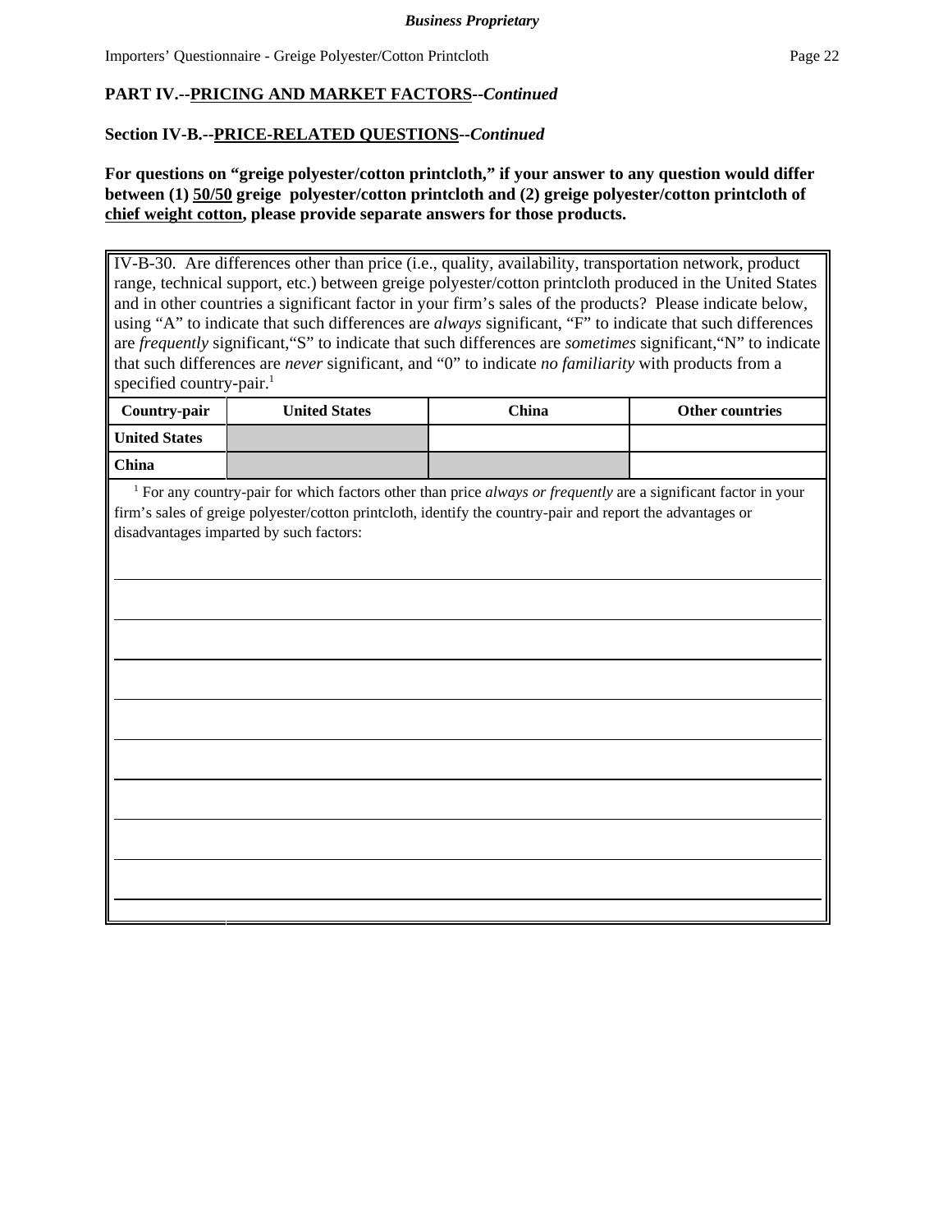**Business Proprietary**

**PART IV.--PRICING AND MARKET FACTORS--*Continued***

**Section IV-B.--PRICE-RELATED QUESTIONS--*Continued***

**For questions on "greige polyester/cotton printcloth," if your answer to any question would differ between (1) 50/50 greige polyester/cotton printcloth and (2) greige polyester/cotton printcloth of chief weight cotton, please provide separate answers for those products.**

IV-B-30. Are differences other than price (i.e., quality, availability, transportation network, product range, technical support, etc.) between greige polyester/cotton printcloth produced in the United States and in other countries a significant factor in your firm's sales of the products? Please indicate below, using "A" to indicate that such differences are *always* significant, "F" to indicate that such differences are *frequently* significant,"S" to indicate that such differences are *sometimes* significant,"N" to indicate that such differences are *never* significant, and "0" to indicate *no familiarity* with products from a specified country-pair.[1]

| Country-pair | United States | China | Other countries |
|---|---|---|---|
| **United States** | | | |
| **China** | | | |

[1] For any country-pair for which factors other than price *always or frequently* are a significant factor in your firm's sales of greige polyester/cotton printcloth, identify the country-pair and report the advantages or disadvantages imparted by such factors: